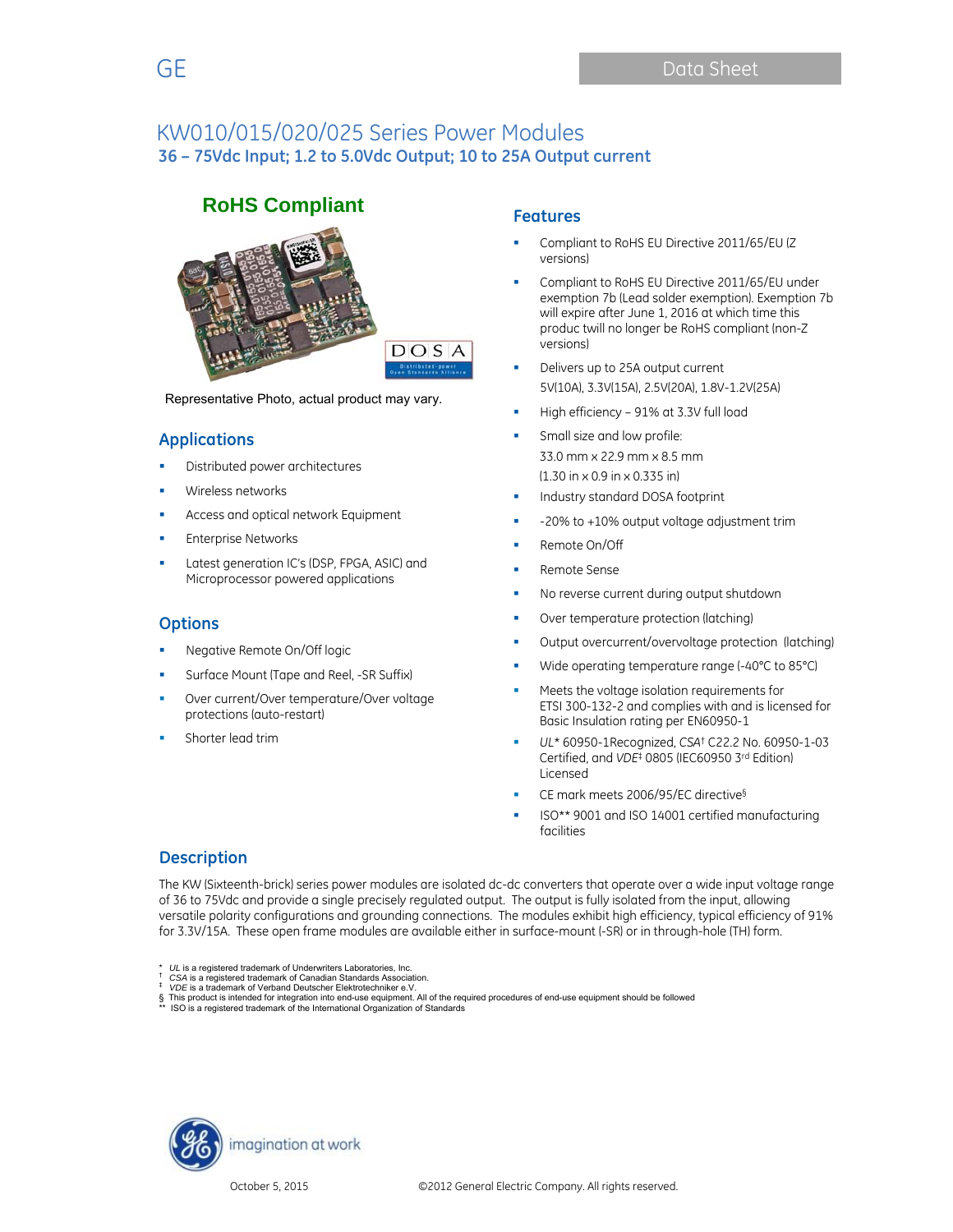GE

Data Sheet

# KW010/015/020/025 Series Power Modules

## 36 – 75Vdc Input; 1.2 to 5.0Vdc Output; 10 to 25A Output current

**RoHS Compliant**

Representative Photo, actual product may vary.

## Applications

- Distributed power architectures
- Wireless networks
- Access and optical network Equipment
- Enterprise Networks
- Latest generation IC's (DSP, FPGA, ASIC) and Microprocessor powered applications

## Options

- Negative Remote On/Off logic
- Surface Mount (Tape and Reel, -SR Suffix)
- Over current/Over temperature/Over voltage protections (auto-restart)
- Shorter lead trim

## Features

- Compliant to RoHS EU Directive 2011/65/EU (Z versions)
- Compliant to RoHS EU Directive 2011/65/EU under exemption 7b (Lead solder exemption). Exemption 7b will expire after June 1, 2016 at which time this produc twill no longer be RoHS compliant (non-Z versions)
- Delivers up to 25A output current
  5V(10A), 3.3V(15A), 2.5V(20A), 1.8V-1.2V(25A)
- High efficiency – 91% at 3.3V full load
- Small size and low profile:
  33.0 mm x 22.9 mm x 8.5 mm
  (1.30 in x 0.9 in x 0.335 in)
- Industry standard DOSA footprint
- -20% to +10% output voltage adjustment trim
- Remote On/Off
- Remote Sense
- No reverse current during output shutdown
- Over temperature protection (latching)
- Output overcurrent/overvoltage protection (latching)
- Wide operating temperature range (-40°C to 85°C)
- Meets the voltage isolation requirements for ETSI 300-132-2 and complies with and is licensed for Basic Insulation rating per EN60950-1
- *UL** 60950-1Recognized, *CSA*† C22.2 No. 60950-1-03 Certified, and *VDE*‡ 0805 (IEC60950 3rd Edition) Licensed
- CE mark meets 2006/95/EC directive§
- ISO** 9001 and ISO 14001 certified manufacturing facilities

## Description

The KW (Sixteenth-brick) series power modules are isolated dc-dc converters that operate over a wide input voltage range of 36 to 75Vdc and provide a single precisely regulated output. The output is fully isolated from the input, allowing versatile polarity configurations and grounding connections. The modules exhibit high efficiency, typical efficiency of 91% for 3.3V/15A. These open frame modules are available either in surface-mount (-SR) or in through-hole (TH) form.

\* *UL* is a registered trademark of Underwriters Laboratories, Inc.
† *CSA* is a registered trademark of Canadian Standards Association.
‡ *VDE* is a trademark of Verband Deutscher Elektrotechniker e.V.
§ This product is intended for integration into end-use equipment. All of the required procedures of end-use equipment should be followed
\*\* ISO is a registered trademark of the International Organization of Standards

imagination at work

October 5, 2015 ©2012 General Electric Company. All rights reserved.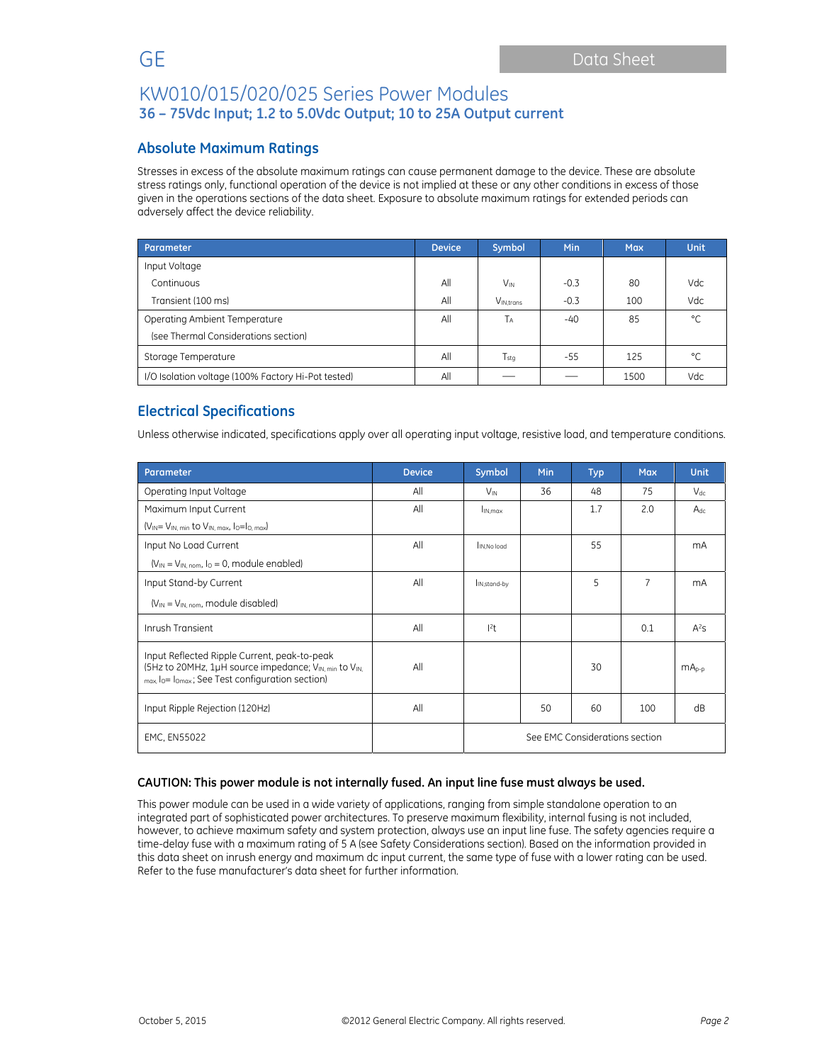# KW010/015/020/025 Series Power Modules

### 36 – 75Vdc Input; 1.2 to 5.0Vdc Output; 10 to 25A Output current

## Absolute Maximum Ratings

Stresses in excess of the absolute maximum ratings can cause permanent damage to the device. These are absolute stress ratings only, functional operation of the device is not implied at these or any other conditions in excess of those given in the operations sections of the data sheet. Exposure to absolute maximum ratings for extended periods can adversely affect the device reliability.

| Parameter | Device | Symbol | Min | Max | Unit |
|---|---|---|---|---|---|
| Input Voltage | | | | | |
| Continuous | All | $V_{IN}$ | -0.3 | 80 | Vdc |
| Transient (100 ms) | All | $V_{IN,trans}$ | -0.3 | 100 | Vdc |
| Operating Ambient Temperature (see Thermal Considerations section) | All | $T_A$ | -40 | 85 | °C |
| Storage Temperature | All | $T_{stg}$ | -55 | 125 | °C |
| I/O Isolation voltage (100% Factory Hi-Pot tested) | All | — | — | 1500 | Vdc |

## Electrical Specifications

Unless otherwise indicated, specifications apply over all operating input voltage, resistive load, and temperature conditions.

| Parameter | Device | Symbol | Min | Typ | Max | Unit |
|---|---|---|---|---|---|---|
| Operating Input Voltage | All | $V_{IN}$ | 36 | 48 | 75 | $V_{dc}$ |
| Maximum Input Current ($V_{IN}$= $V_{IN,\,min}$ to $V_{IN,\,max}$, $I_O$=$I_{O,\,max}$) | All | $I_{IN,max}$ | | 1.7 | 2.0 | $A_{dc}$ |
| Input No Load Current ($V_{IN}$ = $V_{IN,\,nom}$, $I_O$ = 0, module enabled) | All | $I_{IN,No\,load}$ | | 55 | | mA |
| Input Stand-by Current ($V_{IN}$ = $V_{IN,\,nom}$, module disabled) | All | $I_{IN,stand\text{-}by}$ | | 5 | 7 | mA |
| Inrush Transient | All | $I^2t$ | | | 0.1 | $A^2s$ |
| Input Reflected Ripple Current, peak-to-peak (5Hz to 20MHz, 1μH source impedance; $V_{IN,\,min}$ to $V_{IN,\,max}$, $I_O$= $I_{Omax}$ ; See Test configuration section) | All | | | 30 | | $mA_{p\text{-}p}$ |
| Input Ripple Rejection (120Hz) | All | | 50 | 60 | 100 | dB |
| EMC, EN55022 | | See EMC Considerations section | | | | |

**CAUTION: This power module is not internally fused. An input line fuse must always be used.**

This power module can be used in a wide variety of applications, ranging from simple standalone operation to an integrated part of sophisticated power architectures. To preserve maximum flexibility, internal fusing is not included, however, to achieve maximum safety and system protection, always use an input line fuse. The safety agencies require a time-delay fuse with a maximum rating of 5 A (see Safety Considerations section). Based on the information provided in this data sheet on inrush energy and maximum dc input current, the same type of fuse with a lower rating can be used. Refer to the fuse manufacturer's data sheet for further information.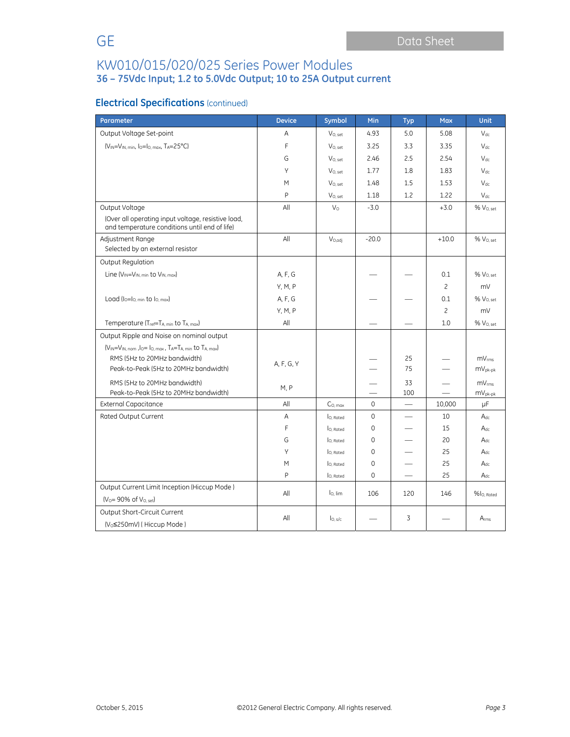# KW010/015/020/025 Series Power Modules

**36 – 75Vdc Input; 1.2 to 5.0Vdc Output; 10 to 25A Output current**

## Electrical Specifications (continued)

| Parameter | Device | Symbol | Min | Typ | Max | Unit |
|---|---|---|---|---|---|---|
| Output Voltage Set-point | A | $V_{O, set}$ | 4.93 | 5.0 | 5.08 | $V_{dc}$ |
| ($V_{IN}=V_{IN, min}$, $I_O=I_{O, max}$, $T_A$=25°C) | F | $V_{O, set}$ | 3.25 | 3.3 | 3.35 | $V_{dc}$ |
| | G | $V_{O, set}$ | 2.46 | 2.5 | 2.54 | $V_{dc}$ |
| | Y | $V_{O, set}$ | 1.77 | 1.8 | 1.83 | $V_{dc}$ |
| | M | $V_{O, set}$ | 1.48 | 1.5 | 1.53 | $V_{dc}$ |
| | P | $V_{O, set}$ | 1.18 | 1.2 | 1.22 | $V_{dc}$ |
| Output Voltage (Over all operating input voltage, resistive load, and temperature conditions until end of life) | All | $V_O$ | -3.0 | | +3.0 | % $V_{O, set}$ |
| Adjustment Range Selected by an external resistor | All | $V_{O,adj}$ | -20.0 | | +10.0 | % $V_{O, set}$ |
| Output Regulation | | | | | | |
| Line ($V_{IN}=V_{IN, min}$ to $V_{IN, max}$) | A, F, G | | — | — | 0.1 | % $V_{O, set}$ |
| | Y, M, P | | | | 2 | mV |
| Load ($I_O=I_{O, min}$ to $I_{O, max}$) | A, F, G | | — | — | 0.1 | % $V_{O, set}$ |
| | Y, M, P | | | | 2 | mV |
| Temperature ($T_{ref}=T_{A, min}$ to $T_{A, max}$) | All | | — | — | 1.0 | % $V_{O, set}$ |
| Output Ripple and Noise on nominal output ($V_{IN}=V_{IN, nom}$, $I_O=I_{O, max}$, $T_A=T_{A, min}$ to $T_{A, max}$) | | | | | | |
| RMS (5Hz to 20MHz bandwidth) | A, F, G, Y | | — | 25 | — | $mV_{rms}$ |
| Peak-to-Peak (5Hz to 20MHz bandwidth) | A, F, G, Y | | — | 75 | — | $mV_{pk-pk}$ |
| RMS (5Hz to 20MHz bandwidth) | M, P | | — | 33 | — | $mV_{rms}$ |
| Peak-to-Peak (5Hz to 20MHz bandwidth) | M, P | | — | 100 | — | $mV_{pk-pk}$ |
| External Capacitance | All | $C_{O, max}$ | 0 | — | 10,000 | μF |
| Rated Output Current | A | $I_{O, Rated}$ | 0 | — | 10 | $A_{dc}$ |
| | F | $I_{O, Rated}$ | 0 | — | 15 | $A_{dc}$ |
| | G | $I_{O, Rated}$ | 0 | — | 20 | $A_{dc}$ |
| | Y | $I_{O, Rated}$ | 0 | — | 25 | $A_{dc}$ |
| | M | $I_{O, Rated}$ | 0 | — | 25 | $A_{dc}$ |
| | P | $I_{O, Rated}$ | 0 | — | 25 | $A_{dc}$ |
| Output Current Limit Inception (Hiccup Mode) ($V_O$= 90% of $V_{O, set}$) | All | $I_{O, lim}$ | 106 | 120 | 146 | $\%I_{O, Rated}$ |
| Output Short-Circuit Current ($V_O$≤250mV) ( Hiccup Mode ) | All | $I_{O, s/c}$ | — | 3 | — | $A_{rms}$ |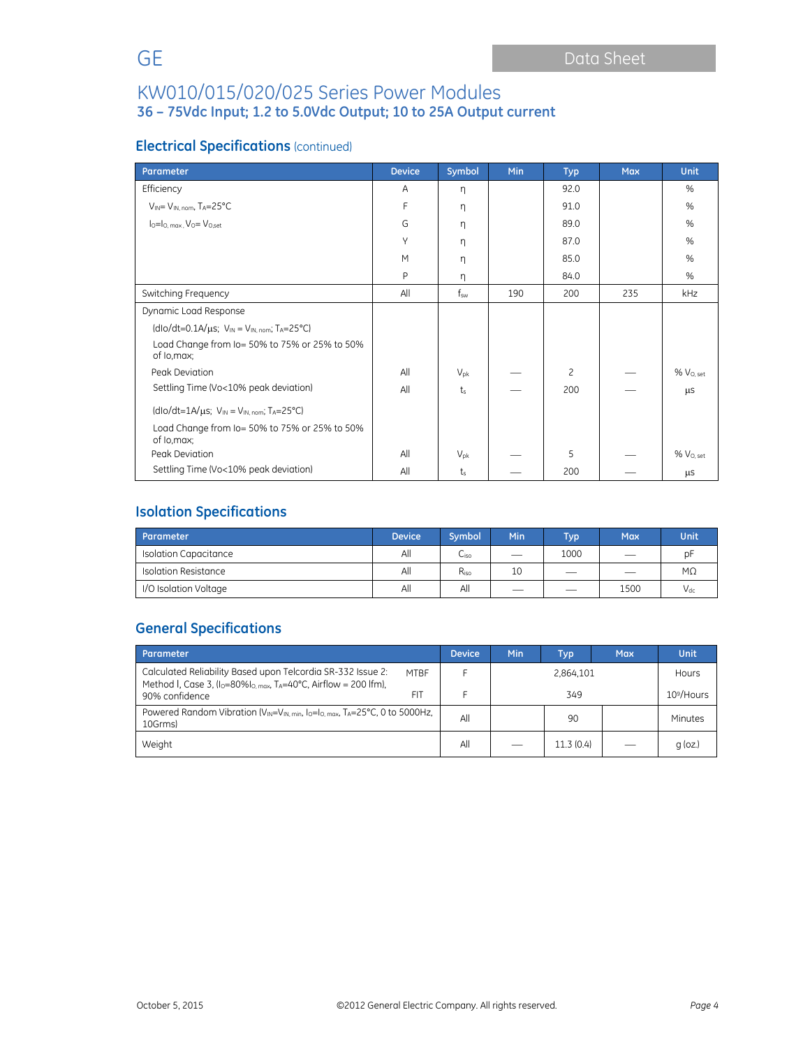# KW010/015/020/025 Series Power Modules

**36 – 75Vdc Input; 1.2 to 5.0Vdc Output; 10 to 25A Output current**

## Electrical Specifications (continued)

| Parameter | Device | Symbol | Min | Typ | Max | Unit |
|---|---|---|---|---|---|---|
| Efficiency | A | η | | 92.0 | | % |
| $V_{IN}= V_{IN, nom}$, $T_A$=25°C | F | η | | 91.0 | | % |
| $I_O=I_{O, max}$, $V_O= V_{O,set}$ | G | η | | 89.0 | | % |
| | Y | η | | 87.0 | | % |
| | M | η | | 85.0 | | % |
| | P | η | | 84.0 | | % |
| Switching Frequency | All | $f_{sw}$ | 190 | 200 | 235 | kHz |
| Dynamic Load Response | | | | | | |
| (dIo/dt=0.1A/µs; $V_{IN} = V_{IN, nom}$; $T_A$=25°C) | | | | | | |
| Load Change from Io= 50% to 75% or 25% to 50% of Io,max; | | | | | | |
| Peak Deviation | All | $V_{pk}$ | — | 2 | — | % $V_{O, set}$ |
| Settling Time (Vo<10% peak deviation) | All | $t_s$ | — | 200 | — | µs |
| (dIo/dt=1A/µs; $V_{IN} = V_{IN, nom}$; $T_A$=25°C) | | | | | | |
| Load Change from Io= 50% to 75% or 25% to 50% of Io,max; | | | | | | |
| Peak Deviation | All | $V_{pk}$ | — | 5 | — | % $V_{O, set}$ |
| Settling Time (Vo<10% peak deviation) | All | $t_s$ | — | 200 | — | µs |

## Isolation Specifications

| Parameter | Device | Symbol | Min | Typ | Max | Unit |
|---|---|---|---|---|---|---|
| Isolation Capacitance | All | $C_{iso}$ | — | 1000 | — | pF |
| Isolation Resistance | All | $R_{iso}$ | 10 | — | — | MΩ |
| I/O Isolation Voltage | All | All | — | — | 1500 | $V_{dc}$ |

## General Specifications

| Parameter | | Device | Min | Typ | Max | Unit |
|---|---|---|---|---|---|---|
| Calculated Reliability Based upon Telcordia SR-332 Issue 2: Method I, Case 3, ($I_O$=80%$I_{O, max}$, $T_A$=40°C, Airflow = 200 lfm), 90% confidence | MTBF | F | | 2,864,101 | | Hours |
| | FIT | F | | 349 | | $10^9$/Hours |
| Powered Random Vibration ($V_{IN}$=$V_{IN, min}$, $I_O$=$I_{O, max}$, $T_A$=25°C, 0 to 5000Hz, 10Grms) | | All | | 90 | | Minutes |
| Weight | | All | — | 11.3 (0.4) | — | g (oz.) |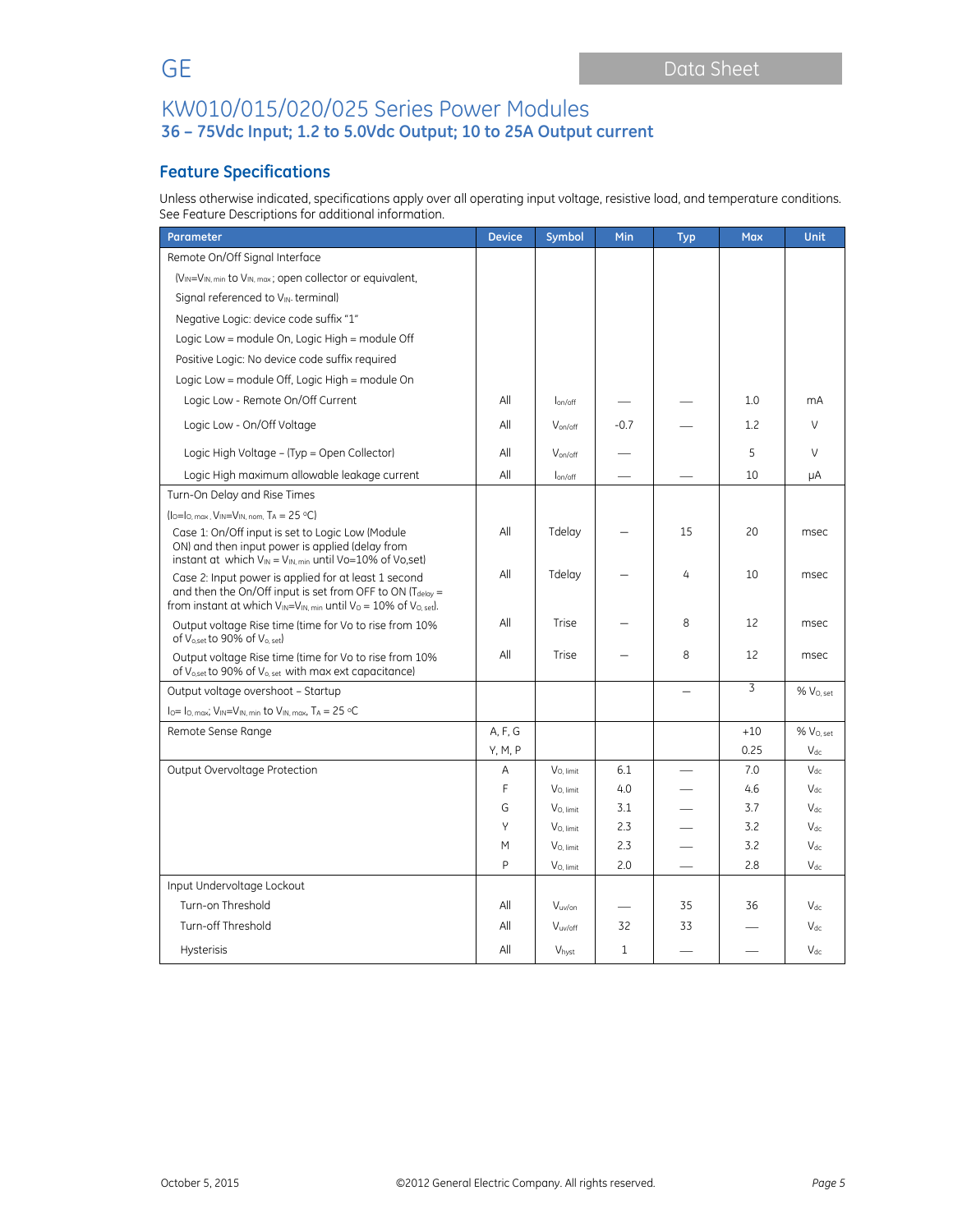# KW010/015/020/025 Series Power Modules

### 36 – 75Vdc Input; 1.2 to 5.0Vdc Output; 10 to 25A Output current

## Feature Specifications

Unless otherwise indicated, specifications apply over all operating input voltage, resistive load, and temperature conditions. See Feature Descriptions for additional information.

| Parameter | Device | Symbol | Min | Typ | Max | Unit |
|---|---|---|---|---|---|---|
| Remote On/Off Signal Interface | | | | | | |
| ($V_{IN}$=$V_{IN, min}$ to $V_{IN, max}$ ; open collector or equivalent, | | | | | | |
| Signal referenced to $V_{IN-}$ terminal) | | | | | | |
| Negative Logic: device code suffix "1" | | | | | | |
| Logic Low = module On, Logic High = module Off | | | | | | |
| Positive Logic: No device code suffix required | | | | | | |
| Logic Low = module Off, Logic High = module On | | | | | | |
| Logic Low - Remote On/Off Current | All | $I_{on/off}$ | — | — | 1.0 | mA |
| Logic Low - On/Off Voltage | All | $V_{on/off}$ | -0.7 | — | 1.2 | V |
| Logic High Voltage – (Typ = Open Collector) | All | $V_{on/off}$ | — | | 5 | V |
| Logic High maximum allowable leakage current | All | $I_{on/off}$ | — | — | 10 | μA |
| Turn-On Delay and Rise Times | | | | | | |
| ($I_O$=$I_{O, max}$ , $V_{IN}$=$V_{IN, nom}$, $T_A$ = 25 °C) | | | | | | |
| Case 1: On/Off input is set to Logic Low (Module ON) and then input power is applied (delay from instant at which $V_{IN}$ = $V_{IN, min}$ until Vo=10% of Vo,set) | All | Tdelay | – | 15 | 20 | msec |
| Case 2: Input power is applied for at least 1 second and then the On/Off input is set from OFF to ON ($T_{delay}$ = from instant at which $V_{IN}$=$V_{IN, min}$ until $V_O$ = 10% of $V_{O, set}$). | All | Tdelay | – | 4 | 10 | msec |
| Output voltage Rise time (time for Vo to rise from 10% of $V_{o,set}$ to 90% of $V_{o, set}$) | All | Trise | – | 8 | 12 | msec |
| Output voltage Rise time (time for Vo to rise from 10% of $V_{o,set}$ to 90% of $V_{o, set}$ with max ext capacitance) | All | Trise | – | 8 | 12 | msec |
| Output voltage overshoot – Startup | | | | – | 3 | % $V_{O, set}$ |
| $I_O$= $I_{O, max}$; $V_{IN}$=$V_{IN, min}$ to $V_{IN, max}$, $T_A$ = 25 °C | | | | | | |
| Remote Sense Range | A, F, G | | | | +10 | % $V_{O, set}$ |
| | Y, M, P | | | | 0.25 | $V_{dc}$ |
| Output Overvoltage Protection | A | $V_{O, limit}$ | 6.1 | — | 7.0 | $V_{dc}$ |
| | F | $V_{O, limit}$ | 4.0 | — | 4.6 | $V_{dc}$ |
| | G | $V_{O, limit}$ | 3.1 | — | 3.7 | $V_{dc}$ |
| | Y | $V_{O, limit}$ | 2.3 | — | 3.2 | $V_{dc}$ |
| | M | $V_{O, limit}$ | 2.3 | — | 3.2 | $V_{dc}$ |
| | P | $V_{O, limit}$ | 2.0 | — | 2.8 | $V_{dc}$ |
| Input Undervoltage Lockout | | | | | | |
| Turn-on Threshold | All | $V_{uv/on}$ | — | 35 | 36 | $V_{dc}$ |
| Turn-off Threshold | All | $V_{uv/off}$ | 32 | 33 | — | $V_{dc}$ |
| Hysterisis | All | $V_{hyst}$ | 1 | — | — | $V_{dc}$ |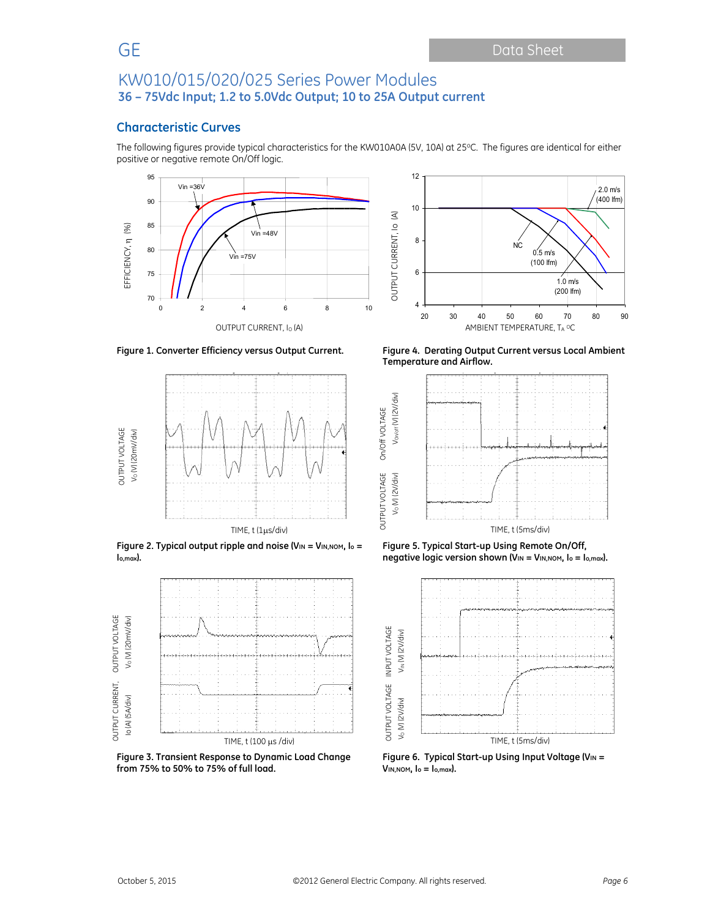## Characteristic Curves

The following figures provide typical characteristics for the KW010A0A (5V, 10A) at 25°C. The figures are identical for either positive or negative remote On/Off logic.

**Figure 1. Converter Efficiency versus Output Current.**

**Figure 4. Derating Output Current versus Local Ambient Temperature and Airflow.**

**Figure 2. Typical output ripple and noise ($V_{IN}$ = $V_{IN,NOM}$, $I_o$ = $I_{o,max}$).**

**Figure 5. Typical Start-up Using Remote On/Off, negative logic version shown ($V_{IN}$ = $V_{IN,NOM}$, $I_o$ = $I_{o,max}$).**

**Figure 3. Transient Response to Dynamic Load Change from 75% to 50% to 75% of full load.**

**Figure 6. Typical Start-up Using Input Voltage ($V_{IN}$ = $V_{IN,NOM}$, $I_o$ = $I_{o,max}$).**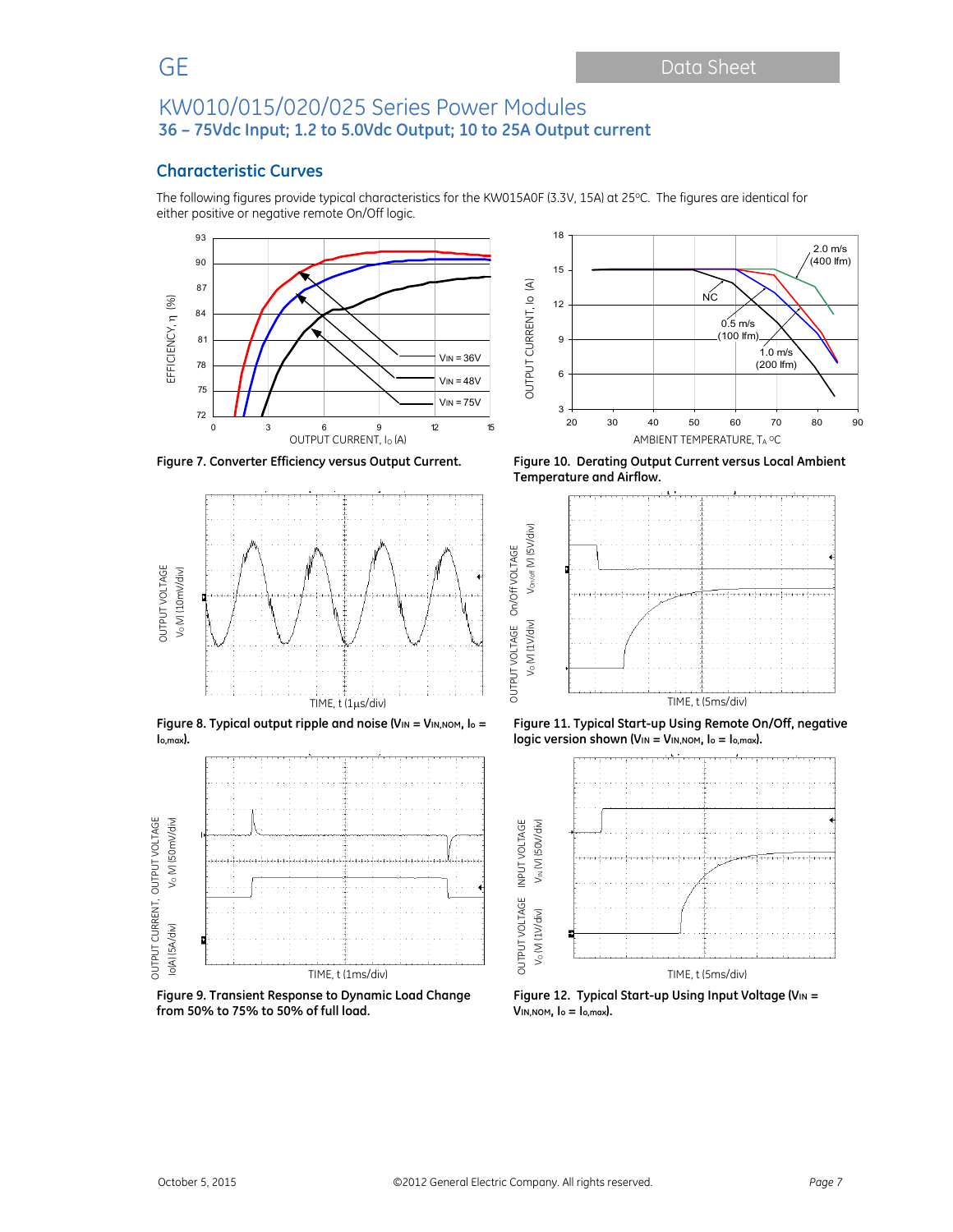## Characteristic Curves

The following figures provide typical characteristics for the KW015A0F (3.3V, 15A) at 25°C. The figures are identical for either positive or negative remote On/Off logic.

**Figure 7. Converter Efficiency versus Output Current.**

**Figure 10. Derating Output Current versus Local Ambient Temperature and Airflow.**

**Figure 8. Typical output ripple and noise ($V_{IN} = V_{IN,NOM}$, $I_o = I_{o,max}$).**

**Figure 11. Typical Start-up Using Remote On/Off, negative logic version shown ($V_{IN} = V_{IN,NOM}$, $I_o = I_{o,max}$).**

**Figure 9. Transient Response to Dynamic Load Change from 50% to 75% to 50% of full load.**

**Figure 12. Typical Start-up Using Input Voltage ($V_{IN} = V_{IN,NOM}$, $I_o = I_{o,max}$).**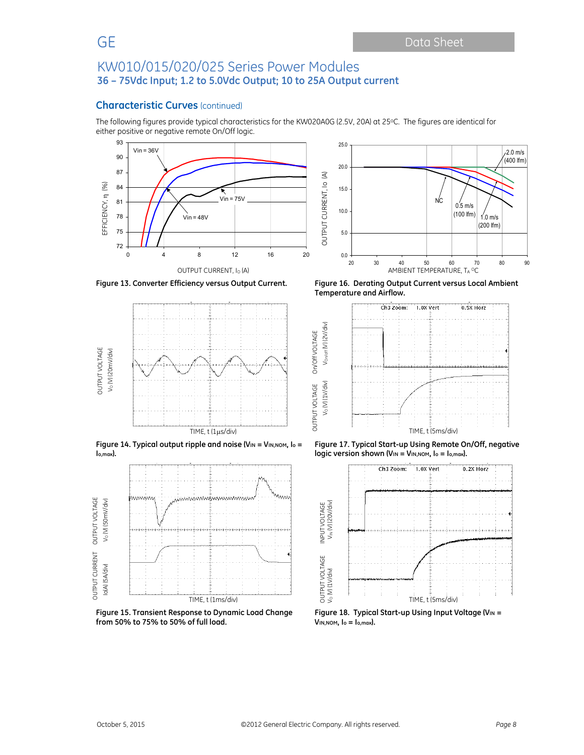## Characteristic Curves (continued)

The following figures provide typical characteristics for the KW020A0G (2.5V, 20A) at 25°C. The figures are identical for either positive or negative remote On/Off logic.

**Figure 13. Converter Efficiency versus Output Current.**

**Figure 16. Derating Output Current versus Local Ambient Temperature and Airflow.**

**Figure 14. Typical output ripple and noise ($V_{IN} = V_{IN,NOM}$, $I_o = I_{o,max}$).**

**Figure 17. Typical Start-up Using Remote On/Off, negative logic version shown ($V_{IN} = V_{IN,NOM}$, $I_o = I_{o,max}$).**

**Figure 15. Transient Response to Dynamic Load Change from 50% to 75% to 50% of full load.**

**Figure 18. Typical Start-up Using Input Voltage ($V_{IN} = V_{IN,NOM}$, $I_o = I_{o,max}$).**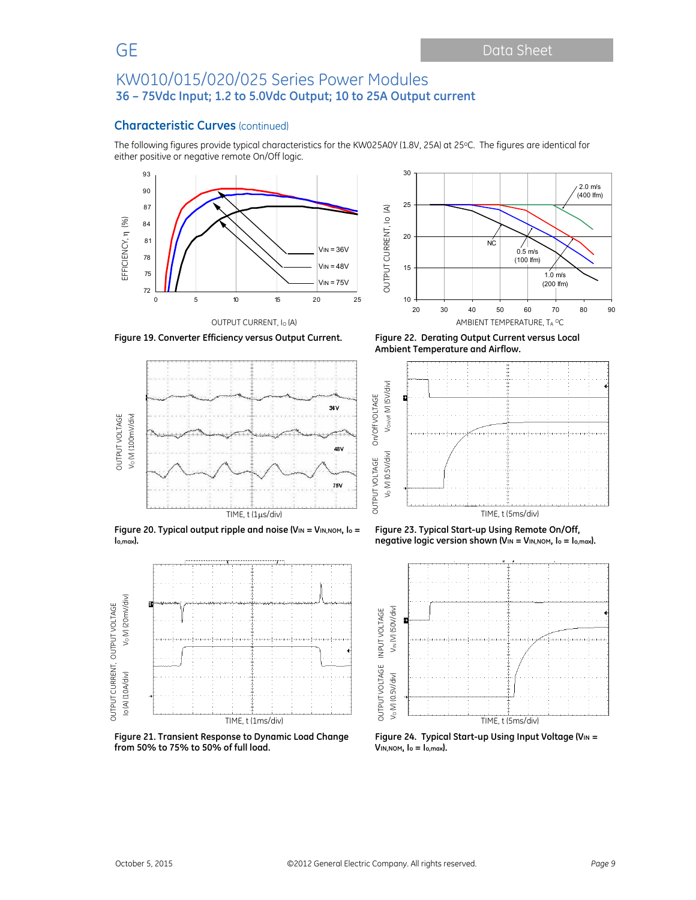## Characteristic Curves (continued)

The following figures provide typical characteristics for the KW025A0Y (1.8V, 25A) at 25°C. The figures are identical for either positive or negative remote On/Off logic.

**Figure 19. Converter Efficiency versus Output Current.**

**Figure 22. Derating Output Current versus Local Ambient Temperature and Airflow.**

**Figure 20. Typical output ripple and noise ($V_{IN} = V_{IN,NOM}$, $I_o = I_{o,max}$).**

**Figure 23. Typical Start-up Using Remote On/Off, negative logic version shown ($V_{IN} = V_{IN,NOM}$, $I_o = I_{o,max}$).**

**Figure 21. Transient Response to Dynamic Load Change from 50% to 75% to 50% of full load.**

**Figure 24. Typical Start-up Using Input Voltage ($V_{IN} = V_{IN,NOM}$, $I_o = I_{o,max}$).**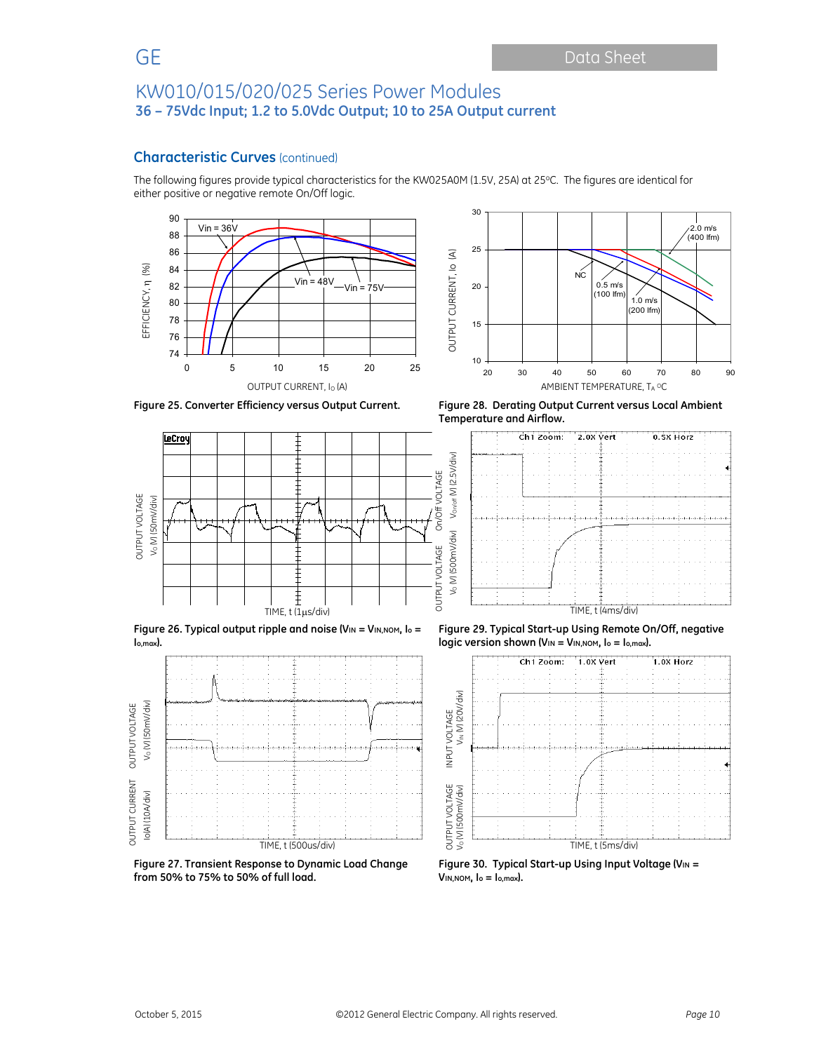## Characteristic Curves (continued)

The following figures provide typical characteristics for the KW025A0M (1.5V, 25A) at 25°C. The figures are identical for either positive or negative remote On/Off logic.

**Figure 25. Converter Efficiency versus Output Current.**

**Figure 28. Derating Output Current versus Local Ambient Temperature and Airflow.**

**Figure 26. Typical output ripple and noise ($V_{IN} = V_{IN,NOM}$, $I_o = I_{o,max}$).**

**Figure 29. Typical Start-up Using Remote On/Off, negative logic version shown ($V_{IN} = V_{IN,NOM}$, $I_o = I_{o,max}$).**

**Figure 27. Transient Response to Dynamic Load Change from 50% to 75% to 50% of full load.**

**Figure 30. Typical Start-up Using Input Voltage ($V_{IN} = V_{IN,NOM}$, $I_o = I_{o,max}$).**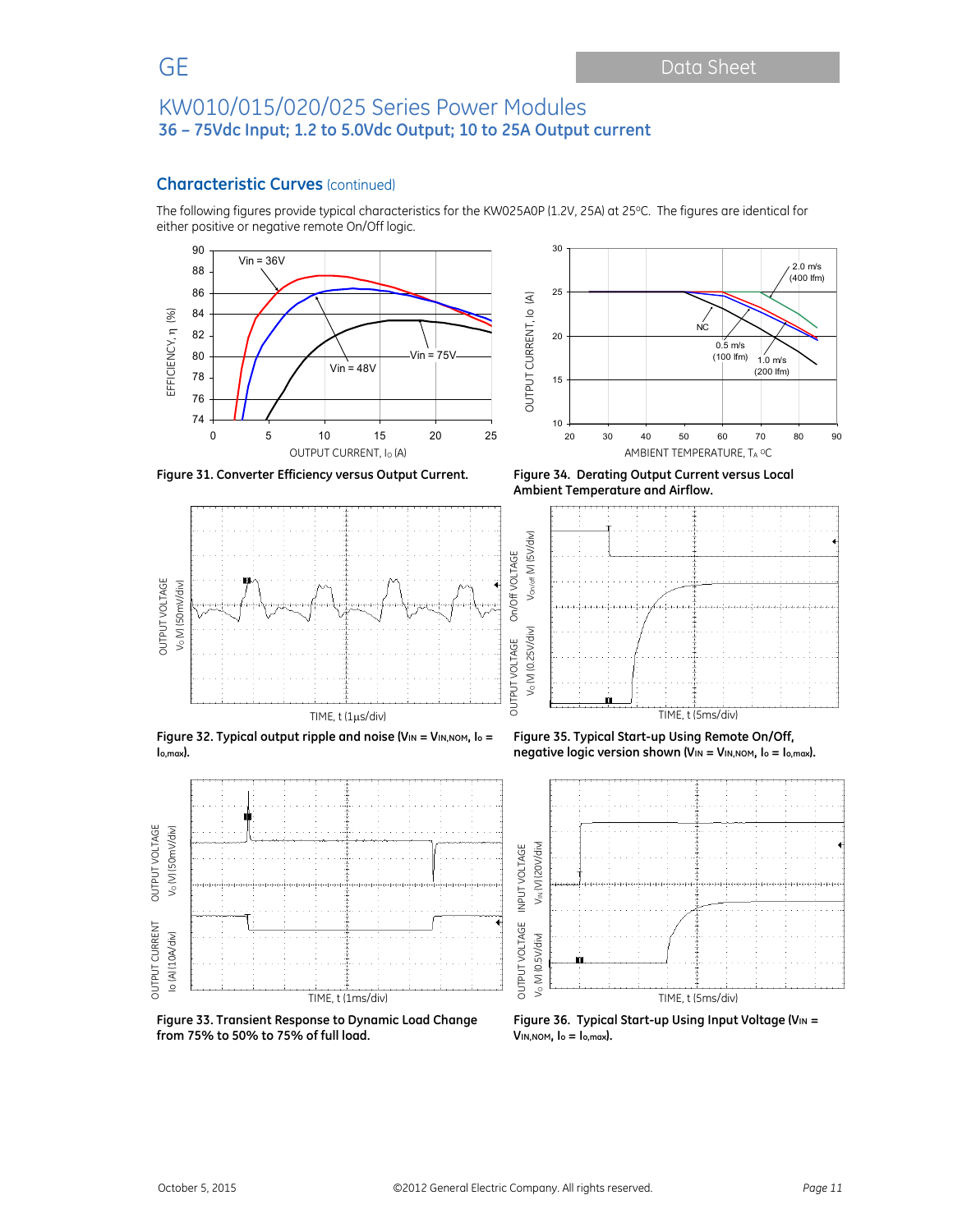## Characteristic Curves (continued)

The following figures provide typical characteristics for the KW025A0P (1.2V, 25A) at 25°C. The figures are identical for either positive or negative remote On/Off logic.

**Figure 31. Converter Efficiency versus Output Current.**

**Figure 34. Derating Output Current versus Local Ambient Temperature and Airflow.**

**Figure 32. Typical output ripple and noise ($V_{IN} = V_{IN,NOM}$, $I_o = I_{o,max}$).**

**Figure 35. Typical Start-up Using Remote On/Off, negative logic version shown ($V_{IN} = V_{IN,NOM}$, $I_o = I_{o,max}$).**

**Figure 33. Transient Response to Dynamic Load Change from 75% to 50% to 75% of full load.**

**Figure 36. Typical Start-up Using Input Voltage ($V_{IN} = V_{IN,NOM}$, $I_o = I_{o,max}$).**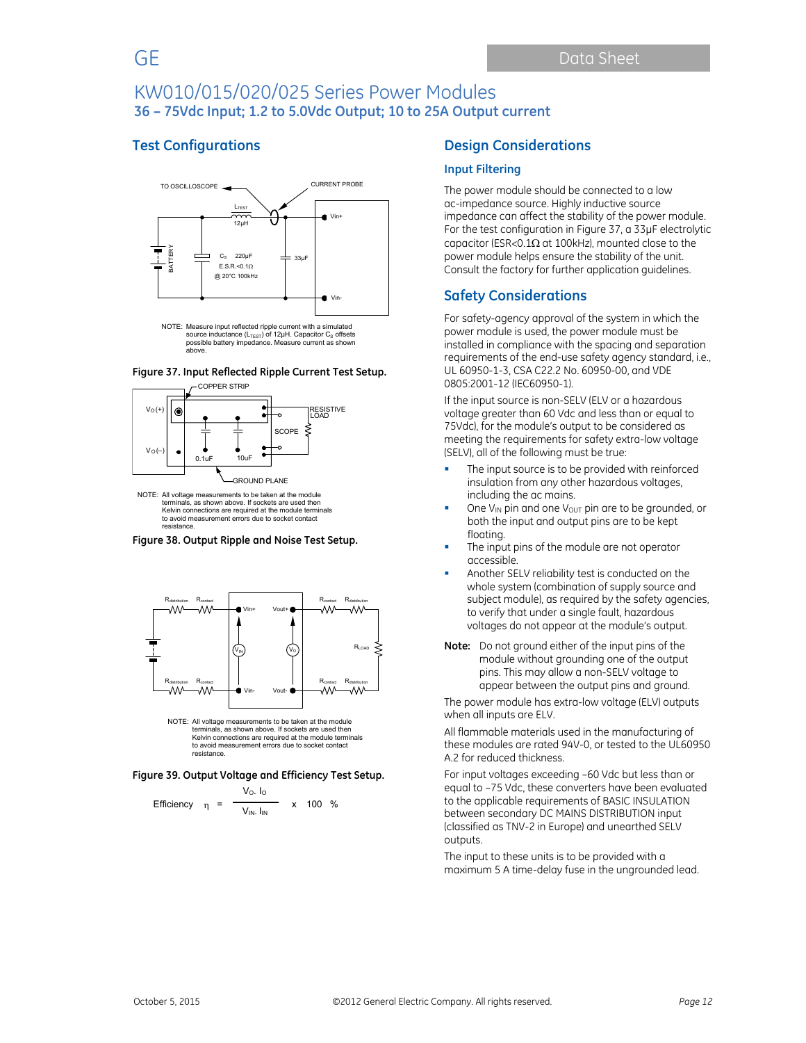# KW010/015/020/025 Series Power Modules

**36 – 75Vdc Input; 1.2 to 5.0Vdc Output; 10 to 25A Output current**

## Test Configurations

NOTE: Measure input reflected ripple current with a simulated source inductance ($L_{TEST}$) of 12μH. Capacitor $C_S$ offsets possible battery impedance. Measure current as shown above.

**Figure 37. Input Reflected Ripple Current Test Setup.**

NOTE: All voltage measurements to be taken at the module terminals, as shown above. If sockets are used then Kelvin connections are required at the module terminals to avoid measurement errors due to socket contact resistance.

**Figure 38. Output Ripple and Noise Test Setup.**

NOTE: All voltage measurements to be taken at the module terminals, as shown above. If sockets are used then Kelvin connections are required at the module terminals to avoid measurement errors due to socket contact resistance.

**Figure 39. Output Voltage and Efficiency Test Setup.**

$$\text{Efficiency} \quad \eta = \frac{V_O \cdot I_O}{V_{IN} \cdot I_{IN}} \times 100 \ \%$$

## Design Considerations

### Input Filtering

The power module should be connected to a low ac-impedance source. Highly inductive source impedance can affect the stability of the power module. For the test configuration in Figure 37, a 33μF electrolytic capacitor (ESR<0.1Ω at 100kHz), mounted close to the power module helps ensure the stability of the unit. Consult the factory for further application guidelines.

## Safety Considerations

For safety-agency approval of the system in which the power module is used, the power module must be installed in compliance with the spacing and separation requirements of the end-use safety agency standard, i.e., UL 60950-1-3, CSA C22.2 No. 60950-00, and VDE 0805:2001-12 (IEC60950-1).

If the input source is non-SELV (ELV or a hazardous voltage greater than 60 Vdc and less than or equal to 75Vdc), for the module's output to be considered as meeting the requirements for safety extra-low voltage (SELV), all of the following must be true:

- The input source is to be provided with reinforced insulation from any other hazardous voltages, including the ac mains.
- One $V_{IN}$ pin and one $V_{OUT}$ pin are to be grounded, or both the input and output pins are to be kept floating.
- The input pins of the module are not operator accessible.
- Another SELV reliability test is conducted on the whole system (combination of supply source and subject module), as required by the safety agencies, to verify that under a single fault, hazardous voltages do not appear at the module's output.

**Note:** Do not ground either of the input pins of the module without grounding one of the output pins. This may allow a non-SELV voltage to appear between the output pins and ground.

The power module has extra-low voltage (ELV) outputs when all inputs are ELV.

All flammable materials used in the manufacturing of these modules are rated 94V-0, or tested to the UL60950 A.2 for reduced thickness.

For input voltages exceeding –60 Vdc but less than or equal to –75 Vdc, these converters have been evaluated to the applicable requirements of BASIC INSULATION between secondary DC MAINS DISTRIBUTION input (classified as TNV-2 in Europe) and unearthed SELV outputs.

The input to these units is to be provided with a maximum 5 A time-delay fuse in the ungrounded lead.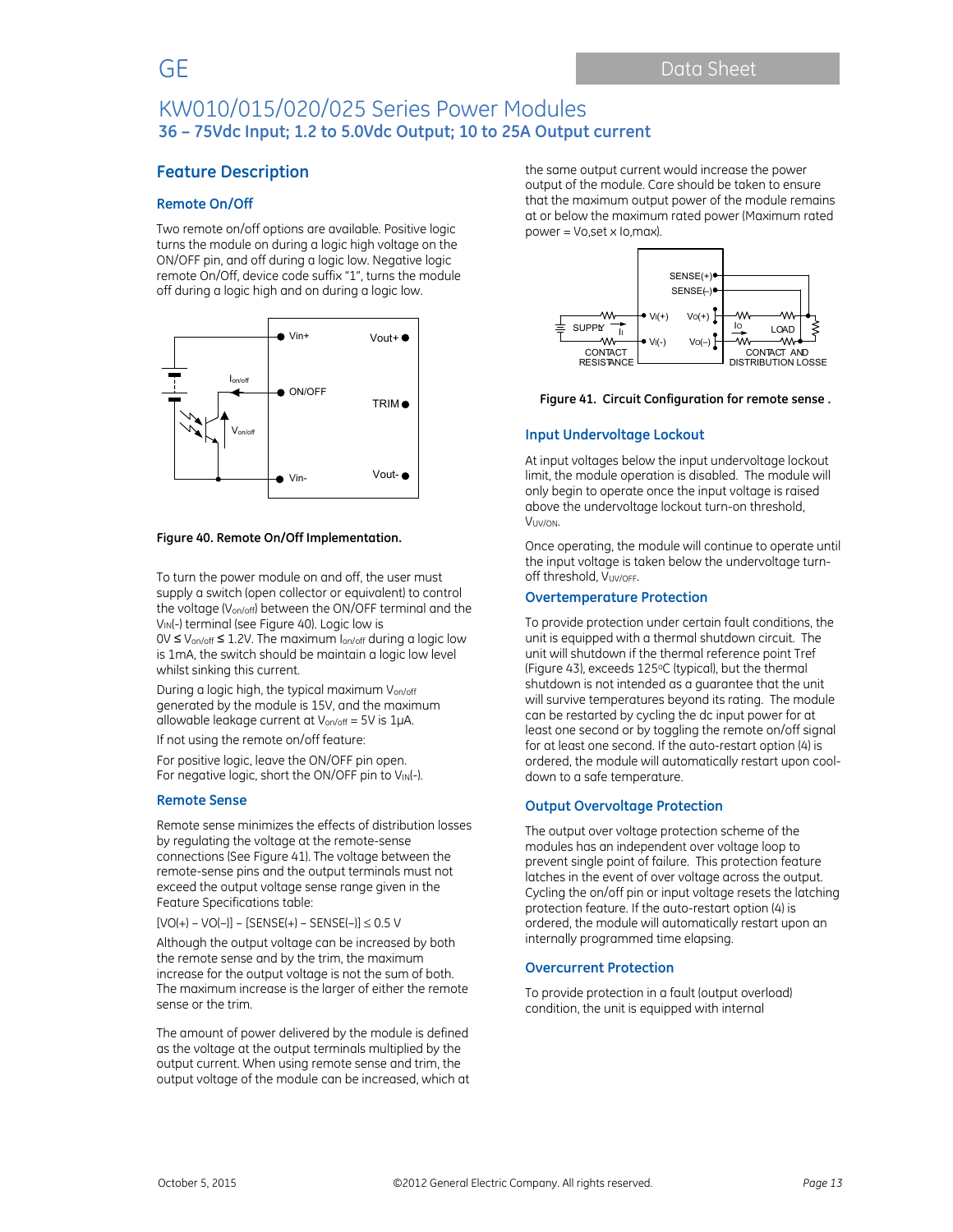## Feature Description

### Remote On/Off

Two remote on/off options are available. Positive logic turns the module on during a logic high voltage on the ON/OFF pin, and off during a logic low. Negative logic remote On/Off, device code suffix "1", turns the module off during a logic high and on during a logic low.

Figure 40. Remote On/Off Implementation.

To turn the power module on and off, the user must supply a switch (open collector or equivalent) to control the voltage ($V_{on/off}$) between the ON/OFF terminal and the $V_{IN}$(-) terminal (see Figure 40). Logic low is 0V ≤ $V_{on/off}$ ≤ 1.2V. The maximum $I_{on/off}$ during a logic low is 1mA, the switch should be maintain a logic low level whilst sinking this current.

During a logic high, the typical maximum $V_{on/off}$ generated by the module is 15V, and the maximum allowable leakage current at $V_{on/off}$ = 5V is 1μA.

If not using the remote on/off feature:

For positive logic, leave the ON/OFF pin open.
For negative logic, short the ON/OFF pin to $V_{IN}$(-).

### Remote Sense

Remote sense minimizes the effects of distribution losses by regulating the voltage at the remote-sense connections (See Figure 41). The voltage between the remote-sense pins and the output terminals must not exceed the output voltage sense range given in the Feature Specifications table:

[VO(+) – VO(–)] – [SENSE(+) – SENSE(–)] ≤ 0.5 V

Although the output voltage can be increased by both the remote sense and by the trim, the maximum increase for the output voltage is not the sum of both. The maximum increase is the larger of either the remote sense or the trim.

The amount of power delivered by the module is defined as the voltage at the output terminals multiplied by the output current. When using remote sense and trim, the output voltage of the module can be increased, which at the same output current would increase the power output of the module. Care should be taken to ensure that the maximum output power of the module remains at or below the maximum rated power (Maximum rated power = Vo,set x Io,max).

Figure 41. Circuit Configuration for remote sense .

### Input Undervoltage Lockout

At input voltages below the input undervoltage lockout limit, the module operation is disabled. The module will only begin to operate once the input voltage is raised above the undervoltage lockout turn-on threshold, $V_{UV/ON}$.

Once operating, the module will continue to operate until the input voltage is taken below the undervoltage turn-off threshold, $V_{UV/OFF}$.

### Overtemperature Protection

To provide protection under certain fault conditions, the unit is equipped with a thermal shutdown circuit. The unit will shutdown if the thermal reference point Tref (Figure 43), exceeds 125°C (typical), but the thermal shutdown is not intended as a guarantee that the unit will survive temperatures beyond its rating. The module can be restarted by cycling the dc input power for at least one second or by toggling the remote on/off signal for at least one second. If the auto-restart option (4) is ordered, the module will automatically restart upon cool-down to a safe temperature.

### Output Overvoltage Protection

The output over voltage protection scheme of the modules has an independent over voltage loop to prevent single point of failure. This protection feature latches in the event of over voltage across the output. Cycling the on/off pin or input voltage resets the latching protection feature. If the auto-restart option (4) is ordered, the module will automatically restart upon an internally programmed time elapsing.

### Overcurrent Protection

To provide protection in a fault (output overload) condition, the unit is equipped with internal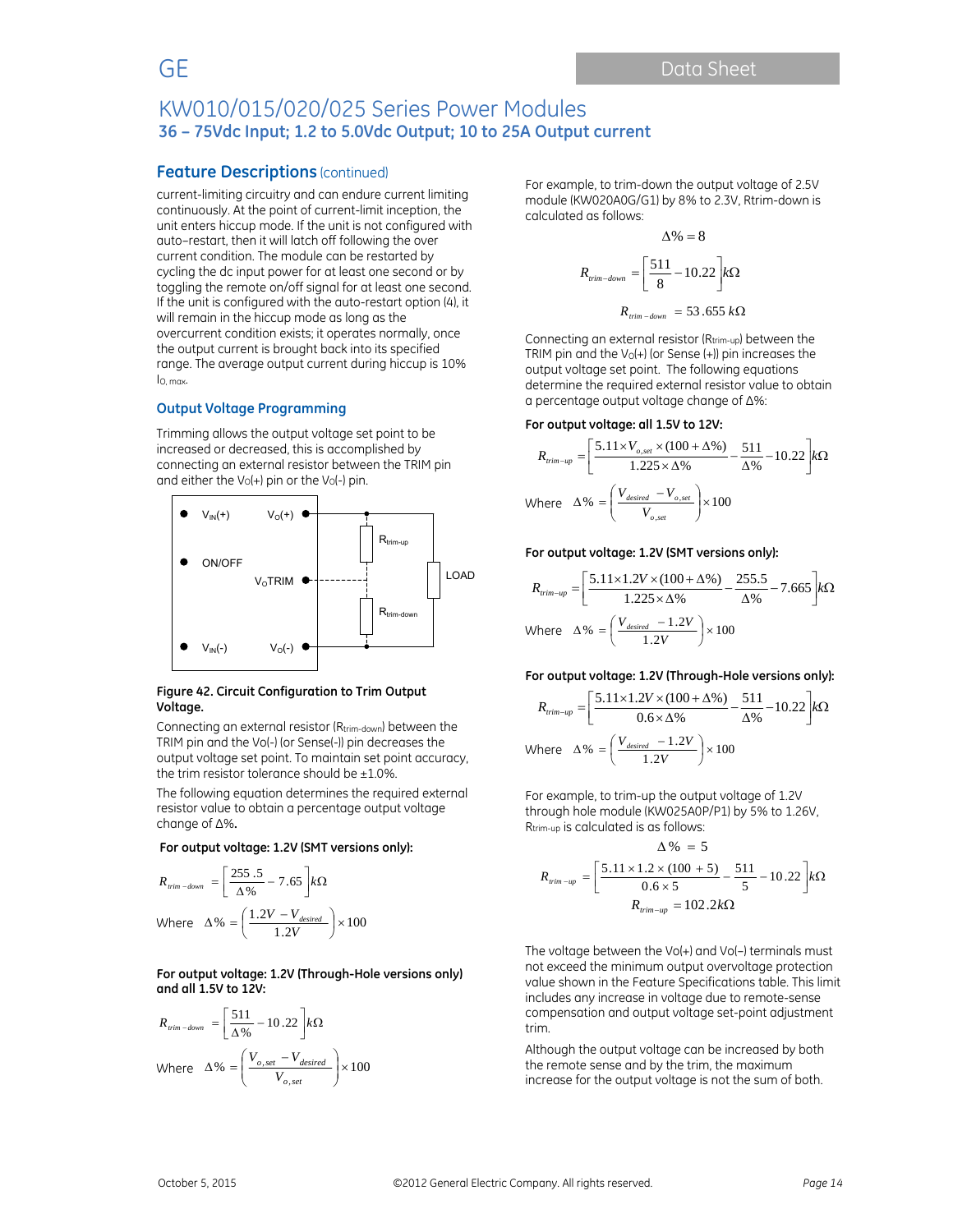## Feature Descriptions (continued)

current-limiting circuitry and can endure current limiting continuously. At the point of current-limit inception, the unit enters hiccup mode. If the unit is not configured with auto–restart, then it will latch off following the over current condition. The module can be restarted by cycling the dc input power for at least one second or by toggling the remote on/off signal for at least one second. If the unit is configured with the auto-restart option (4), it will remain in the hiccup mode as long as the overcurrent condition exists; it operates normally, once the output current is brought back into its specified range. The average output current during hiccup is 10% $I_{O,\,max}$.

### Output Voltage Programming

Trimming allows the output voltage set point to be increased or decreased, this is accomplished by connecting an external resistor between the TRIM pin and either the $V_O(+)$ pin or the $V_O(-)$ pin.

**Figure 42. Circuit Configuration to Trim Output Voltage.**

Connecting an external resistor ($R_{trim-down}$) between the TRIM pin and the Vo(-) (or Sense(-)) pin decreases the output voltage set point. To maintain set point accuracy, the trim resistor tolerance should be ±1.0%.

The following equation determines the required external resistor value to obtain a percentage output voltage change of Δ%.

**For output voltage: 1.2V (SMT versions only):**

$$R_{trim-down} = \left[\frac{255.5}{\Delta\%} - 7.65\right] k\Omega$$

Where $\Delta\% = \left(\dfrac{1.2V - V_{desired}}{1.2V}\right) \times 100$

**For output voltage: 1.2V (Through-Hole versions only) and all 1.5V to 12V:**

$$R_{trim-down} = \left[\frac{511}{\Delta\%} - 10.22\right] k\Omega$$

Where $\Delta\% = \left(\dfrac{V_{o,set} - V_{desired}}{V_{o,set}}\right) \times 100$

For example, to trim-down the output voltage of 2.5V module (KW020A0G/G1) by 8% to 2.3V, Rtrim-down is calculated as follows:

$$\Delta\% = 8$$

$$R_{trim-down} = \left[\frac{511}{8} - 10.22\right] k\Omega$$

$$R_{trim-down} = 53.655\ k\Omega$$

Connecting an external resistor ($R_{trim-up}$) between the TRIM pin and the $V_O(+)$ (or Sense (+)) pin increases the output voltage set point. The following equations determine the required external resistor value to obtain a percentage output voltage change of Δ%:

**For output voltage: all 1.5V to 12V:**

$$R_{trim-up} = \left[\frac{5.11 \times V_{o,set} \times (100 + \Delta\%)}{1.225 \times \Delta\%} - \frac{511}{\Delta\%} - 10.22\right] k\Omega$$

Where $\Delta\% = \left(\dfrac{V_{desired} - V_{o,set}}{V_{o,set}}\right) \times 100$

**For output voltage: 1.2V (SMT versions only):**

$$R_{trim-up} = \left[\frac{5.11 \times 1.2V \times (100 + \Delta\%)}{1.225 \times \Delta\%} - \frac{255.5}{\Delta\%} - 7.665\right] k\Omega$$

Where $\Delta\% = \left(\dfrac{V_{desired} - 1.2V}{1.2V}\right) \times 100$

**For output voltage: 1.2V (Through-Hole versions only):**

$$R_{trim-up} = \left[\frac{5.11 \times 1.2V \times (100 + \Delta\%)}{0.6 \times \Delta\%} - \frac{511}{\Delta\%} - 10.22\right] k\Omega$$

Where $\Delta\% = \left(\dfrac{V_{desired} - 1.2V}{1.2V}\right) \times 100$

For example, to trim-up the output voltage of 1.2V through hole module (KW025A0P/P1) by 5% to 1.26V, $R_{trim-up}$ is calculated is as follows:

$$\Delta\% = 5$$

$$R_{trim-up} = \left[\frac{5.11 \times 1.2 \times (100 + 5)}{0.6 \times 5} - \frac{511}{5} - 10.22\right] k\Omega$$

$$R_{trim-up} = 102.2k\Omega$$

The voltage between the Vo(+) and Vo(–) terminals must not exceed the minimum output overvoltage protection value shown in the Feature Specifications table. This limit includes any increase in voltage due to remote-sense compensation and output voltage set-point adjustment trim.

Although the output voltage can be increased by both the remote sense and by the trim, the maximum increase for the output voltage is not the sum of both.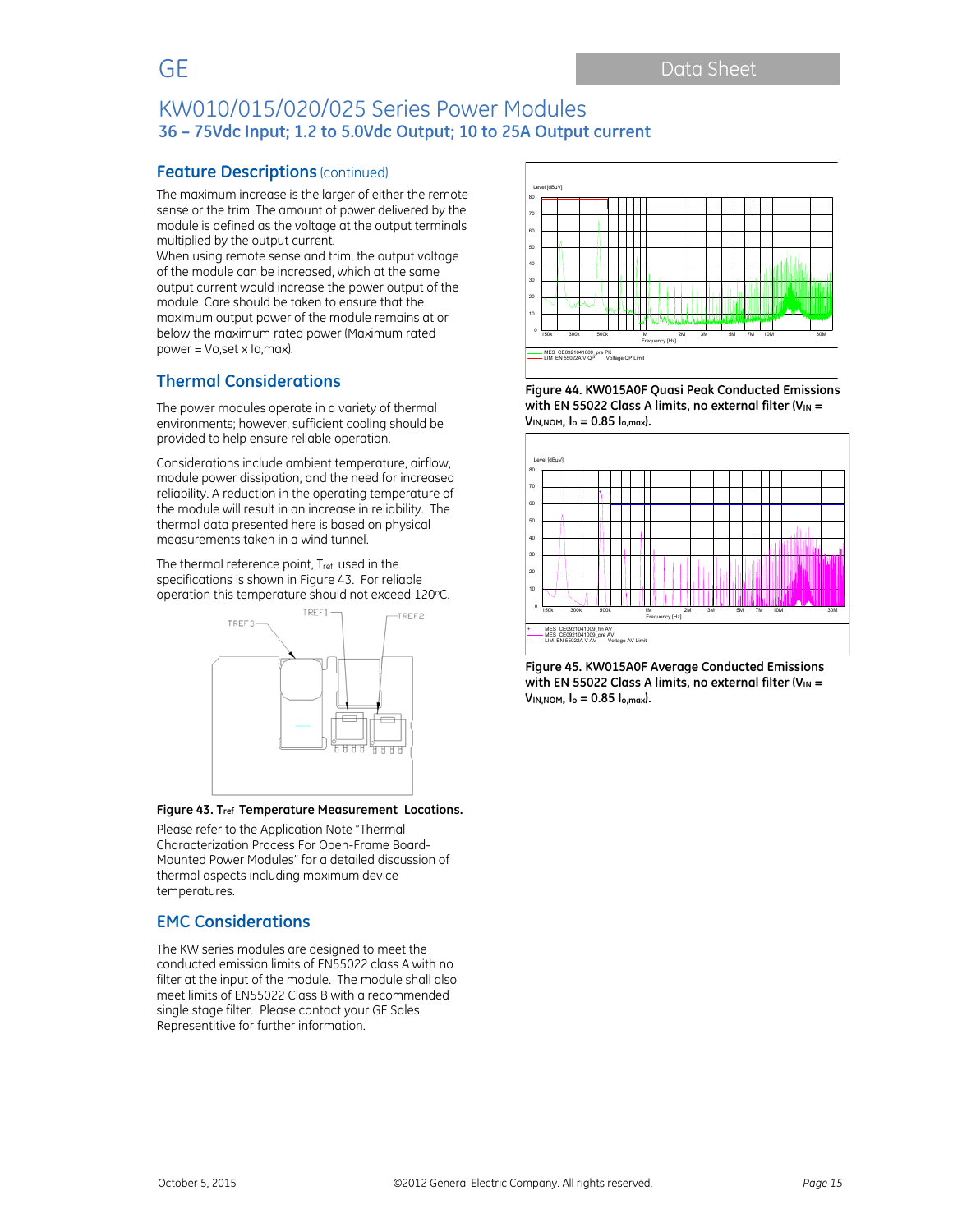## Feature Descriptions (continued)

The maximum increase is the larger of either the remote sense or the trim. The amount of power delivered by the module is defined as the voltage at the output terminals multiplied by the output current.

When using remote sense and trim, the output voltage of the module can be increased, which at the same output current would increase the power output of the module. Care should be taken to ensure that the maximum output power of the module remains at or below the maximum rated power (Maximum rated power = Vo,set x Io,max).

## Thermal Considerations

The power modules operate in a variety of thermal environments; however, sufficient cooling should be provided to help ensure reliable operation.

Considerations include ambient temperature, airflow, module power dissipation, and the need for increased reliability. A reduction in the operating temperature of the module will result in an increase in reliability. The thermal data presented here is based on physical measurements taken in a wind tunnel.

The thermal reference point, $T_{ref}$ used in the specifications is shown in Figure 43. For reliable operation this temperature should not exceed 120°C.

**Figure 43. $T_{ref}$ Temperature Measurement Locations.**

Please refer to the Application Note "Thermal Characterization Process For Open-Frame Board-Mounted Power Modules" for a detailed discussion of thermal aspects including maximum device temperatures.

## EMC Considerations

The KW series modules are designed to meet the conducted emission limits of EN55022 class A with no filter at the input of the module. The module shall also meet limits of EN55022 Class B with a recommended single stage filter. Please contact your GE Sales Representitive for further information.

**Figure 44. KW015A0F Quasi Peak Conducted Emissions with EN 55022 Class A limits, no external filter ($V_{IN}$ = $V_{IN,NOM}$, $I_o$ = 0.85 $I_{o,max}$).**

**Figure 45. KW015A0F Average Conducted Emissions with EN 55022 Class A limits, no external filter ($V_{IN}$ = $V_{IN,NOM}$, $I_o$ = 0.85 $I_{o,max}$).**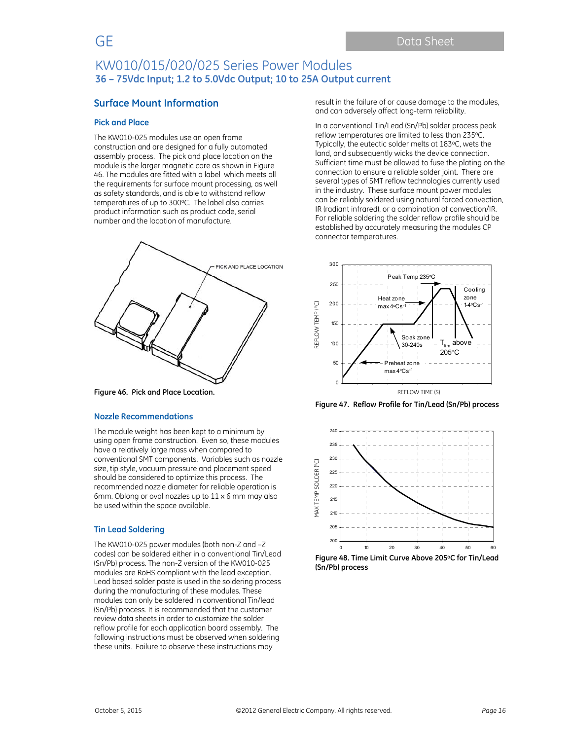# KW010/015/020/025 Series Power Modules

**36 – 75Vdc Input; 1.2 to 5.0Vdc Output; 10 to 25A Output current**

## Surface Mount Information

### Pick and Place

The KW010-025 modules use an open frame construction and are designed for a fully automated assembly process. The pick and place location on the module is the larger magnetic core as shown in Figure 46. The modules are fitted with a label which meets all the requirements for surface mount processing, as well as safety standards, and is able to withstand reflow temperatures of up to 300°C. The label also carries product information such as product code, serial number and the location of manufacture.

**Figure 46. Pick and Place Location.**

### Nozzle Recommendations

The module weight has been kept to a minimum by using open frame construction. Even so, these modules have a relatively large mass when compared to conventional SMT components. Variables such as nozzle size, tip style, vacuum pressure and placement speed should be considered to optimize this process. The recommended nozzle diameter for reliable operation is 6mm. Oblong or oval nozzles up to 11 x 6 mm may also be used within the space available.

### Tin Lead Soldering

The KW010-025 power modules (both non-Z and –Z codes) can be soldered either in a conventional Tin/Lead (Sn/Pb) process. The non-Z version of the KW010-025 modules are RoHS compliant with the lead exception. Lead based solder paste is used in the soldering process during the manufacturing of these modules. These modules can only be soldered in conventional Tin/lead (Sn/Pb) process. It is recommended that the customer review data sheets in order to customize the solder reflow profile for each application board assembly. The following instructions must be observed when soldering these units. Failure to observe these instructions may result in the failure of or cause damage to the modules, and can adversely affect long-term reliability.

In a conventional Tin/Lead (Sn/Pb) solder process peak reflow temperatures are limited to less than 235°C. Typically, the eutectic solder melts at 183°C, wets the land, and subsequently wicks the device connection. Sufficient time must be allowed to fuse the plating on the connection to ensure a reliable solder joint. There are several types of SMT reflow technologies currently used in the industry. These surface mount power modules can be reliably soldered using natural forced convection, IR (radiant infrared), or a combination of convection/IR. For reliable soldering the solder reflow profile should be established by accurately measuring the modules CP connector temperatures.

**Figure 47. Reflow Profile for Tin/Lead (Sn/Pb) process**

**Figure 48. Time Limit Curve Above 205°C for Tin/Lead (Sn/Pb) process**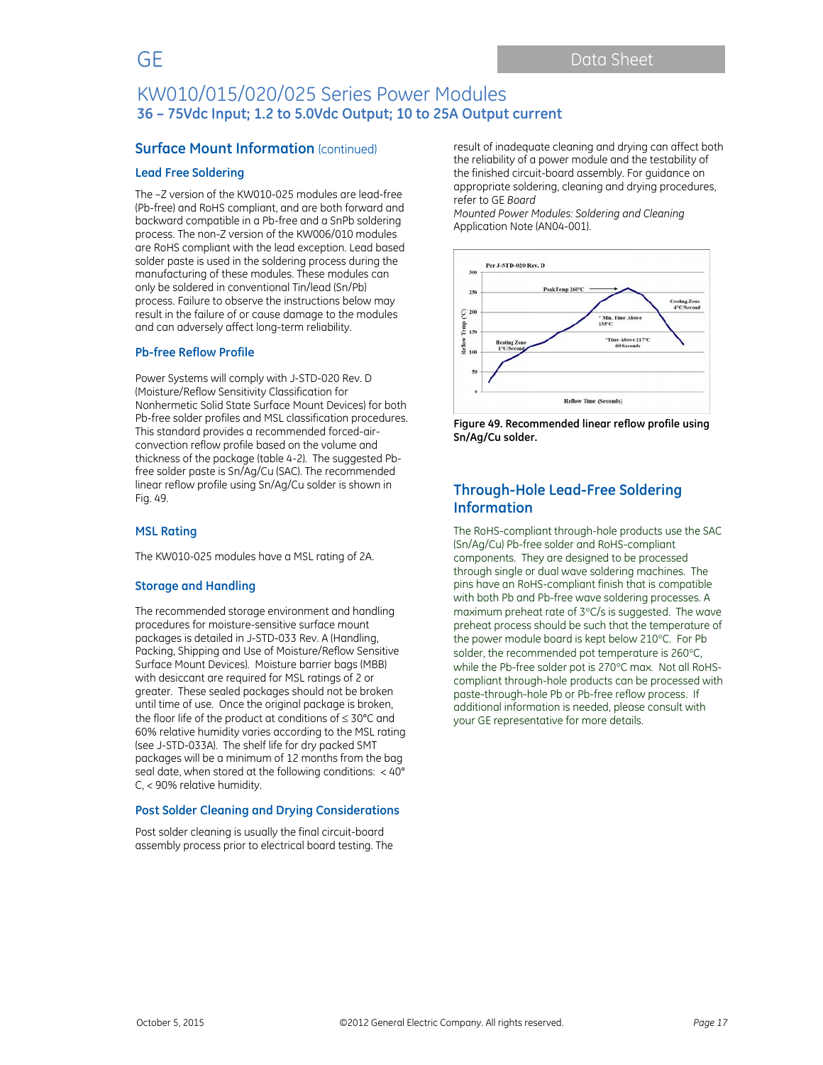# KW010/015/020/025 Series Power Modules

## 36 – 75Vdc Input; 1.2 to 5.0Vdc Output; 10 to 25A Output current

## Surface Mount Information (continued)

### Lead Free Soldering

The –Z version of the KW010-025 modules are lead-free (Pb-free) and RoHS compliant, and are both forward and backward compatible in a Pb-free and a SnPb soldering process. The non-Z version of the KW006/010 modules are RoHS compliant with the lead exception. Lead based solder paste is used in the soldering process during the manufacturing of these modules. These modules can only be soldered in conventional Tin/lead (Sn/Pb) process. Failure to observe the instructions below may result in the failure of or cause damage to the modules and can adversely affect long-term reliability.

### Pb-free Reflow Profile

Power Systems will comply with J-STD-020 Rev. D (Moisture/Reflow Sensitivity Classification for Nonhermetic Solid State Surface Mount Devices) for both Pb-free solder profiles and MSL classification procedures. This standard provides a recommended forced-air-convection reflow profile based on the volume and thickness of the package (table 4-2). The suggested Pb-free solder paste is Sn/Ag/Cu (SAC). The recommended linear reflow profile using Sn/Ag/Cu solder is shown in Fig. 49.

### MSL Rating

The KW010-025 modules have a MSL rating of 2A.

### Storage and Handling

The recommended storage environment and handling procedures for moisture-sensitive surface mount packages is detailed in J-STD-033 Rev. A (Handling, Packing, Shipping and Use of Moisture/Reflow Sensitive Surface Mount Devices). Moisture barrier bags (MBB) with desiccant are required for MSL ratings of 2 or greater. These sealed packages should not be broken until time of use. Once the original package is broken, the floor life of the product at conditions of ≤ 30°C and 60% relative humidity varies according to the MSL rating (see J-STD-033A). The shelf life for dry packed SMT packages will be a minimum of 12 months from the bag seal date, when stored at the following conditions: < 40° C, < 90% relative humidity.

### Post Solder Cleaning and Drying Considerations

Post solder cleaning is usually the final circuit-board assembly process prior to electrical board testing. The result of inadequate cleaning and drying can affect both the reliability of a power module and the testability of the finished circuit-board assembly. For guidance on appropriate soldering, cleaning and drying procedures, refer to GE *Board Mounted Power Modules: Soldering and Cleaning* Application Note (AN04-001).

**Figure 49. Recommended linear reflow profile using Sn/Ag/Cu solder.**

## Through-Hole Lead-Free Soldering Information

The RoHS-compliant through-hole products use the SAC (Sn/Ag/Cu) Pb-free solder and RoHS-compliant components. They are designed to be processed through single or dual wave soldering machines. The pins have an RoHS-compliant finish that is compatible with both Pb and Pb-free wave soldering processes. A maximum preheat rate of 3°C/s is suggested. The wave preheat process should be such that the temperature of the power module board is kept below 210°C. For Pb solder, the recommended pot temperature is 260°C, while the Pb-free solder pot is 270°C max. Not all RoHS-compliant through-hole products can be processed with paste-through-hole Pb or Pb-free reflow process. If additional information is needed, please consult with your GE representative for more details.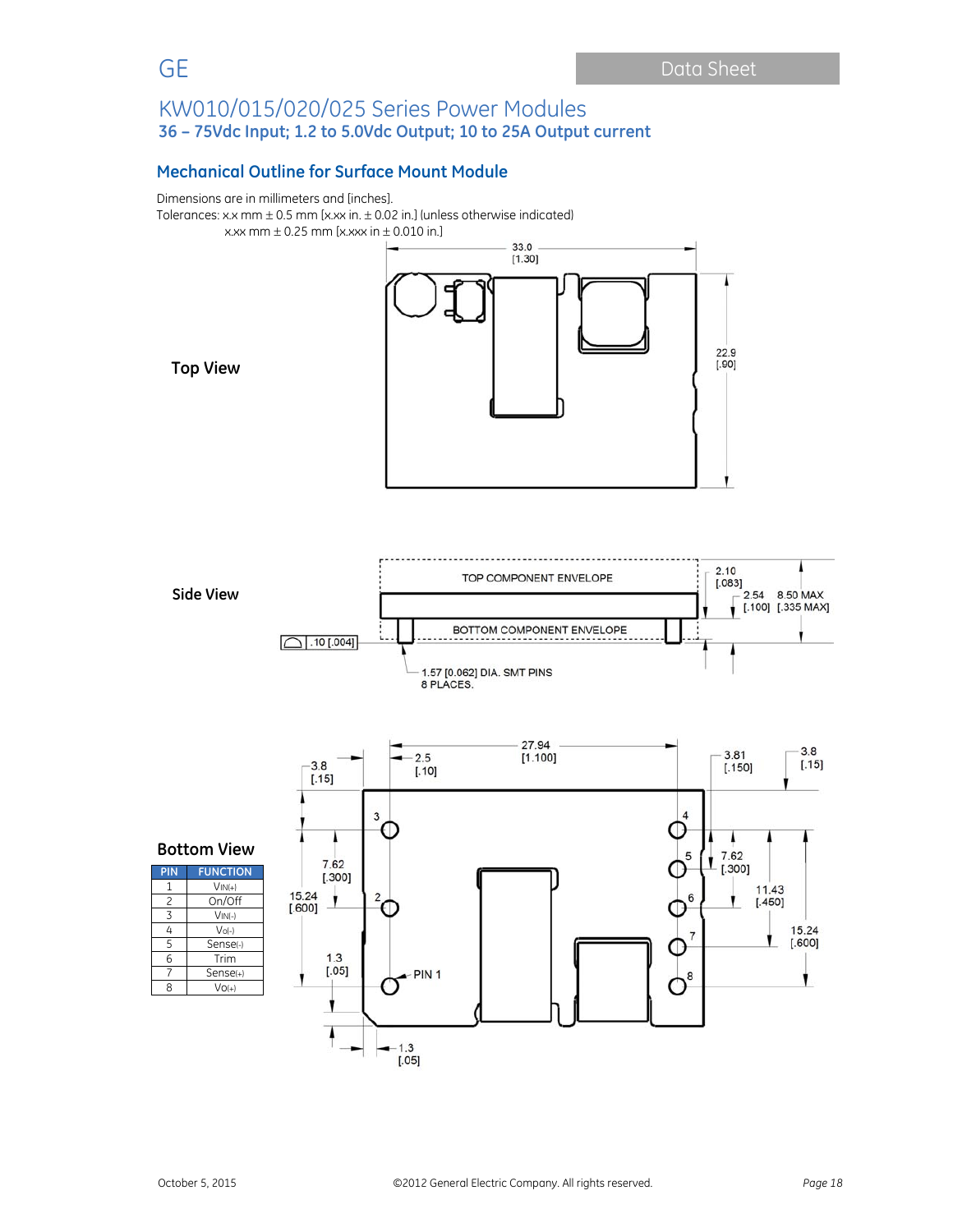# KW010/015/020/025 Series Power Modules

**36 – 75Vdc Input; 1.2 to 5.0Vdc Output; 10 to 25A Output current**

## Mechanical Outline for Surface Mount Module

Dimensions are in millimeters and [inches].

Tolerances: x.x mm ± 0.5 mm [x.xx in. ± 0.02 in.] (unless otherwise indicated)
x.xx mm ± 0.25 mm [x.xxx in ± 0.010 in.]

**Top View**

33.0 [1.30]
22.9 [.90]

**Side View**

TOP COMPONENT ENVELOPE
BOTTOM COMPONENT ENVELOPE
2.10 [.083]
2.54 [.100]
8.50 MAX [.335 MAX]
.10 [.004]
1.57 [0.062] DIA. SMT PINS 8 PLACES.

**Bottom View**

27.94 [1.100]
3.8 [.15]
2.5 [.10]
3.81 [.150]
7.62 [.300]
15.24 [.600]
11.43 [.450]
1.3 [.05]
PIN 1

| PIN | FUNCTION |
|---|---|
| 1 | $V_{IN(+)}$ |
| 2 | On/Off |
| 3 | $V_{IN(-)}$ |
| 4 | $V_{O(-)}$ |
| 5 | $Sense_{(-)}$ |
| 6 | Trim |
| 7 | $Sense_{(+)}$ |
| 8 | $V_{O(+)}$ |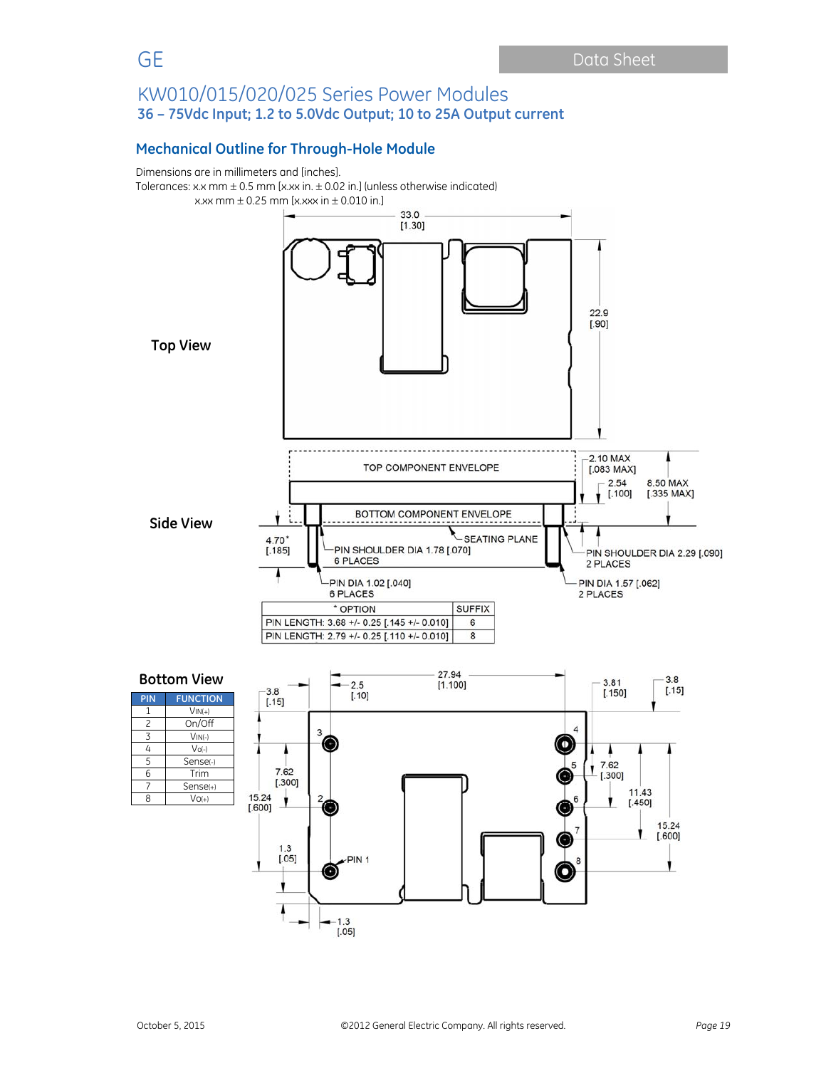# KW010/015/020/025 Series Power Modules

### 36 – 75Vdc Input; 1.2 to 5.0Vdc Output; 10 to 25A Output current

## Mechanical Outline for Through-Hole Module

Dimensions are in millimeters and [inches].

Tolerances: x.x mm ± 0.5 mm [x.xx in. ± 0.02 in.] (unless otherwise indicated)

x.xx mm ± 0.25 mm [x.xxx in ± 0.010 in.]

**Top View**

33.0 [1.30]

22.9 [.90]

**Side View**

TOP COMPONENT ENVELOPE

BOTTOM COMPONENT ENVELOPE

2.10 MAX [.083 MAX]

2.54 [.100]

8.50 MAX [.335 MAX]

4.70* [.185]

SEATING PLANE

PIN SHOULDER DIA 1.78 [.070] 6 PLACES

PIN SHOULDER DIA 2.29 [.090] 2 PLACES

PIN DIA 1.02 [.040] 6 PLACES

PIN DIA 1.57 [.062] 2 PLACES

| * OPTION | SUFFIX |
|---|---|
| PIN LENGTH: 3.68 +/- 0.25 [.145 +/- 0.010] | 6 |
| PIN LENGTH: 2.79 +/- 0.25 [.110 +/- 0.010] | 8 |

**Bottom View**

| PIN | FUNCTION |
|---|---|
| 1 | VIN(+) |
| 2 | On/Off |
| 3 | VIN(-) |
| 4 | Vo(-) |
| 5 | Sense(-) |
| 6 | Trim |
| 7 | Sense(+) |
| 8 | Vo(+) |

3.8 [.15]

2.5 [.10]

27.94 [1.100]

3.81 [.150]

3.8 [.15]

7.62 [.300]

15.24 [.600]

1.3 [.05]

PIN 1

7.62 [.300]

11.43 [.450]

15.24 [.600]

1.3 [.05]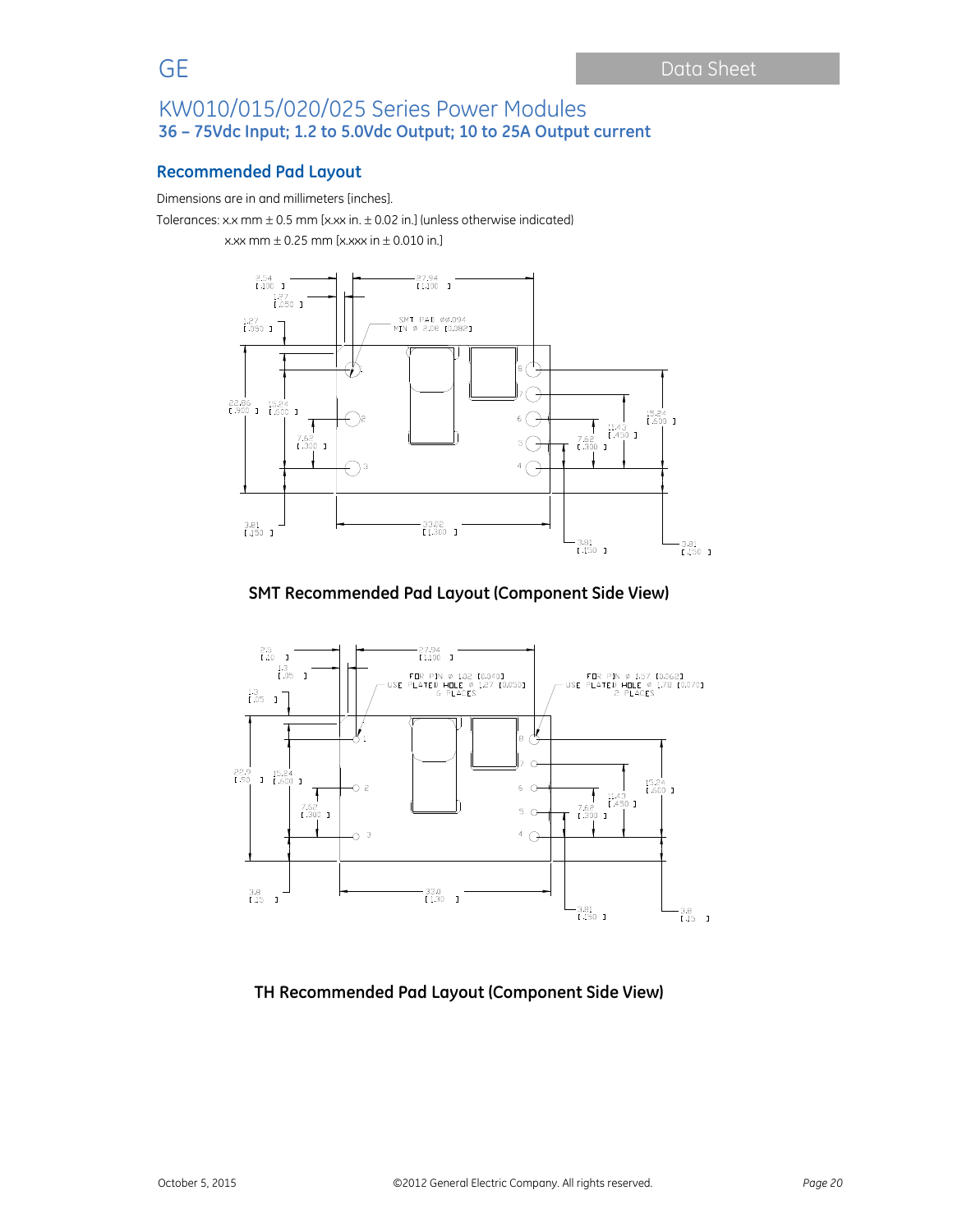## Recommended Pad Layout

Dimensions are in and millimeters [inches].

Tolerances: x.x mm ± 0.5 mm [x.xx in. ± 0.02 in.] (unless otherwise indicated)

x.xx mm ± 0.25 mm [x.xxx in ± 0.010 in.]

**SMT Recommended Pad Layout (Component Side View)**

**TH Recommended Pad Layout (Component Side View)**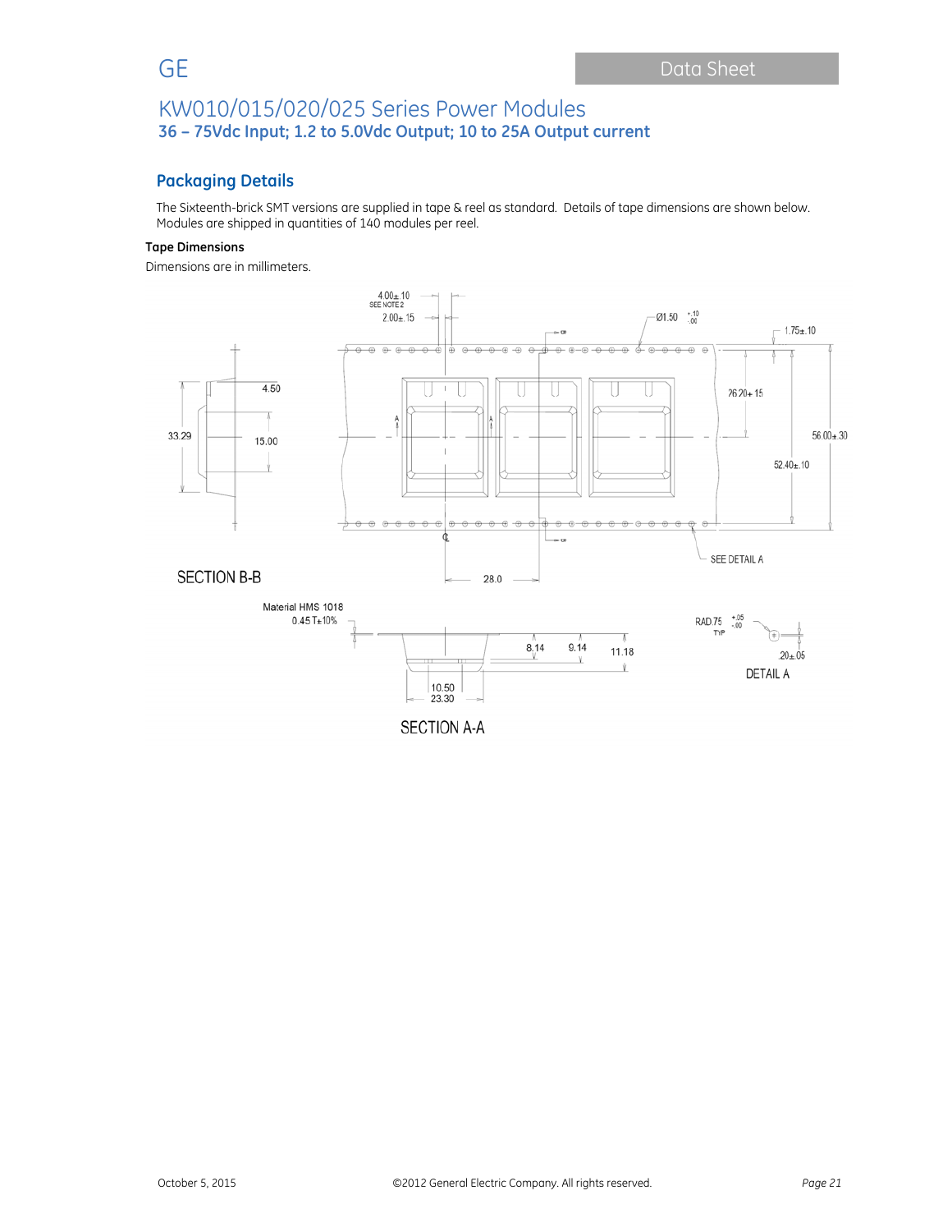## Packaging Details

The Sixteenth-brick SMT versions are supplied in tape & reel as standard. Details of tape dimensions are shown below. Modules are shipped in quantities of 140 modules per reel.

**Tape Dimensions**

Dimensions are in millimeters.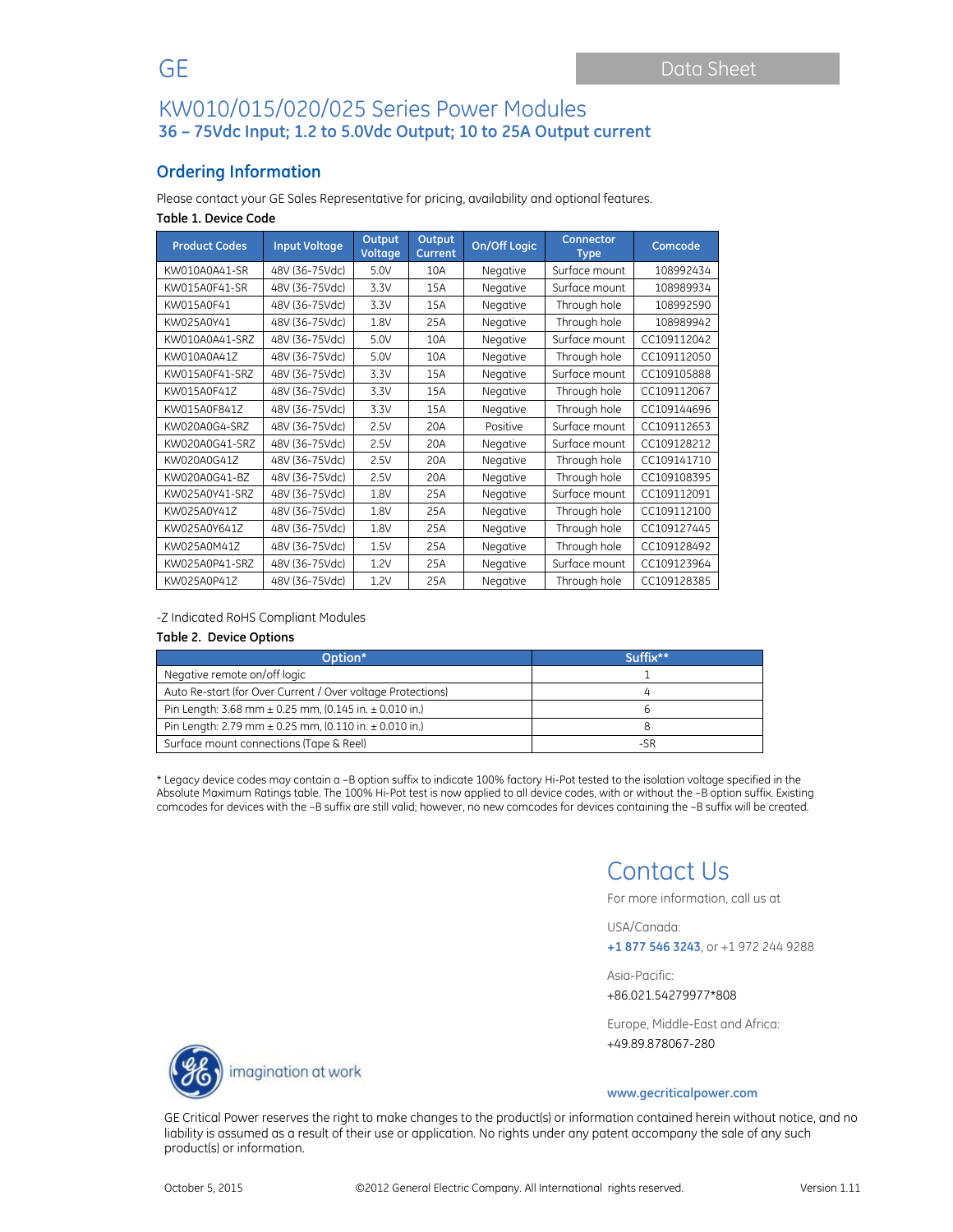## Ordering Information

Please contact your GE Sales Representative for pricing, availability and optional features.

**Table 1. Device Code**

| Product Codes | Input Voltage | Output Voltage | Output Current | On/Off Logic | Connector Type | Comcode |
|---|---|---|---|---|---|---|
| KW010A0A41-SR | 48V (36-75Vdc) | 5.0V | 10A | Negative | Surface mount | 108992434 |
| KW015A0F41-SR | 48V (36-75Vdc) | 3.3V | 15A | Negative | Surface mount | 108989934 |
| KW015A0F41 | 48V (36-75Vdc) | 3.3V | 15A | Negative | Through hole | 108992590 |
| KW025A0Y41 | 48V (36-75Vdc) | 1.8V | 25A | Negative | Through hole | 108989942 |
| KW010A0A41-SRZ | 48V (36-75Vdc) | 5.0V | 10A | Negative | Surface mount | CC109112042 |
| KW010A0A41Z | 48V (36-75Vdc) | 5.0V | 10A | Negative | Through hole | CC109112050 |
| KW015A0F41-SRZ | 48V (36-75Vdc) | 3.3V | 15A | Negative | Surface mount | CC109105888 |
| KW015A0F41Z | 48V (36-75Vdc) | 3.3V | 15A | Negative | Through hole | CC109112067 |
| KW015A0F841Z | 48V (36-75Vdc) | 3.3V | 15A | Negative | Through hole | CC109144696 |
| KW020A0G4-SRZ | 48V (36-75Vdc) | 2.5V | 20A | Positive | Surface mount | CC109112653 |
| KW020A0G41-SRZ | 48V (36-75Vdc) | 2.5V | 20A | Negative | Surface mount | CC109128212 |
| KW020A0G41Z | 48V (36-75Vdc) | 2.5V | 20A | Negative | Through hole | CC109141710 |
| KW020A0G41-BZ | 48V (36-75Vdc) | 2.5V | 20A | Negative | Through hole | CC109108395 |
| KW025A0Y41-SRZ | 48V (36-75Vdc) | 1.8V | 25A | Negative | Surface mount | CC109112091 |
| KW025A0Y41Z | 48V (36-75Vdc) | 1.8V | 25A | Negative | Through hole | CC109112100 |
| KW025A0Y641Z | 48V (36-75Vdc) | 1.8V | 25A | Negative | Through hole | CC109127445 |
| KW025A0M41Z | 48V (36-75Vdc) | 1.5V | 25A | Negative | Through hole | CC109128492 |
| KW025A0P41-SRZ | 48V (36-75Vdc) | 1.2V | 25A | Negative | Surface mount | CC109123964 |
| KW025A0P41Z | 48V (36-75Vdc) | 1.2V | 25A | Negative | Through hole | CC109128385 |

-Z Indicated RoHS Compliant Modules

**Table 2. Device Options**

| Option* | Suffix** |
|---|---|
| Negative remote on/off logic | 1 |
| Auto Re-start (for Over Current / Over voltage Protections) | 4 |
| Pin Length: 3.68 mm ± 0.25 mm, (0.145 in. ± 0.010 in.) | 6 |
| Pin Length: 2.79 mm ± 0.25 mm, (0.110 in. ± 0.010 in.) | 8 |
| Surface mount connections (Tape & Reel) | -SR |

* Legacy device codes may contain a –B option suffix to indicate 100% factory Hi-Pot tested to the isolation voltage specified in the Absolute Maximum Ratings table. The 100% Hi-Pot test is now applied to all device codes, with or without the –B option suffix. Existing comcodes for devices with the –B suffix are still valid; however, no new comcodes for devices containing the –B suffix will be created.

## Contact Us

For more information, call us at

USA/Canada:
**+1 877 546 3243**, or +1 972 244 9288

Asia-Pacific:
+86.021.54279977*808

Europe, Middle-East and Africa:
+49.89.878067-280

imagination at work

**www.gecriticalpower.com**

GE Critical Power reserves the right to make changes to the product(s) or information contained herein without notice, and no liability is assumed as a result of their use or application. No rights under any patent accompany the sale of any such product(s) or information.

October 5, 2015 ©2012 General Electric Company. All International rights reserved. Version 1.11